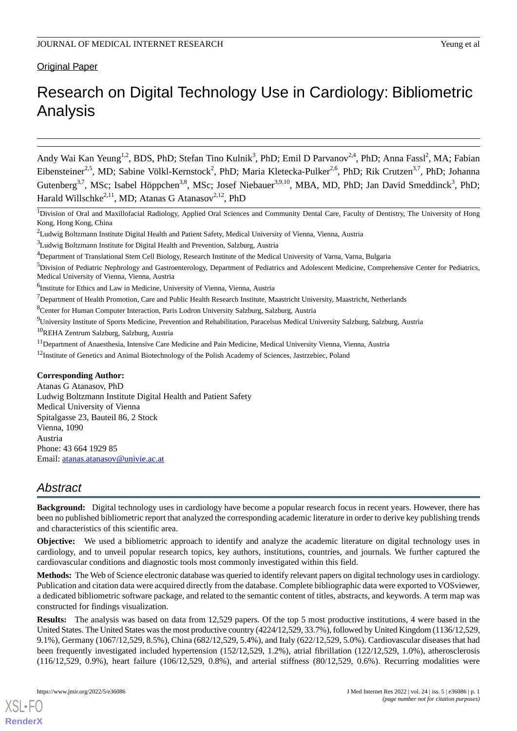Original Paper

# Research on Digital Technology Use in Cardiology: Bibliometric Analysis

Andy Wai Kan Yeung[1,2], BDS, PhD; Stefan Tino Kulnik[3], PhD; Emil D Parvanov[2,4], PhD; Anna Fassl[2], MA; Fabian Eibensteiner[2,5], MD; Sabine Völkl-Kernstock[2], PhD; Maria Kletecka-Pulker[2,6], PhD; Rik Crutzen[3,7], PhD; Johanna Gutenberg[3,7], MSc; Isabel Höppchen[3,8], MSc; Josef Niebauer[3,9,10], MBA, MD, PhD; Jan David Smeddinck[3], PhD; Harald Willschke[2,11], MD; Atanas G Atanasov[2,12], PhD

[1]Division of Oral and Maxillofacial Radiology, Applied Oral Sciences and Community Dental Care, Faculty of Dentistry, The University of Hong Kong, Hong Kong, China

[2]Ludwig Boltzmann Institute Digital Health and Patient Safety, Medical University of Vienna, Vienna, Austria

[3]Ludwig Boltzmann Institute for Digital Health and Prevention, Salzburg, Austria

[4]Department of Translational Stem Cell Biology, Research Institute of the Medical University of Varna, Varna, Bulgaria

[5]Division of Pediatric Nephrology and Gastroenterology, Department of Pediatrics and Adolescent Medicine, Comprehensive Center for Pediatrics, Medical University of Vienna, Vienna, Austria

[6]Institute for Ethics and Law in Medicine, University of Vienna, Vienna, Austria

[7]Department of Health Promotion, Care and Public Health Research Institute, Maastricht University, Maastricht, Netherlands

[8]Center for Human Computer Interaction, Paris Lodron University Salzburg, Salzburg, Austria

[9]University Institute of Sports Medicine, Prevention and Rehabilitation, Paracelsus Medical University Salzburg, Salzburg, Austria

[10]REHA Zentrum Salzburg, Salzburg, Austria

[11]Department of Anaesthesia, Intensive Care Medicine and Pain Medicine, Medical University Vienna, Vienna, Austria

[12]Institute of Genetics and Animal Biotechnology of the Polish Academy of Sciences, Jastrzebiec, Poland

**Corresponding Author:**
Atanas G Atanasov, PhD
Ludwig Boltzmann Institute Digital Health and Patient Safety
Medical University of Vienna
Spitalgasse 23, Bauteil 86, 2 Stock
Vienna, 1090
Austria
Phone: 43 664 1929 85
Email: atanas.atanasov@univie.ac.at

## Abstract

**Background:** Digital technology uses in cardiology have become a popular research focus in recent years. However, there has been no published bibliometric report that analyzed the corresponding academic literature in order to derive key publishing trends and characteristics of this scientific area.

**Objective:** We used a bibliometric approach to identify and analyze the academic literature on digital technology uses in cardiology, and to unveil popular research topics, key authors, institutions, countries, and journals. We further captured the cardiovascular conditions and diagnostic tools most commonly investigated within this field.

**Methods:** The Web of Science electronic database was queried to identify relevant papers on digital technology uses in cardiology. Publication and citation data were acquired directly from the database. Complete bibliographic data were exported to VOSviewer, a dedicated bibliometric software package, and related to the semantic content of titles, abstracts, and keywords. A term map was constructed for findings visualization.

**Results:** The analysis was based on data from 12,529 papers. Of the top 5 most productive institutions, 4 were based in the United States. The United States was the most productive country (4224/12,529, 33.7%), followed by United Kingdom (1136/12,529, 9.1%), Germany (1067/12,529, 8.5%), China (682/12,529, 5.4%), and Italy (622/12,529, 5.0%). Cardiovascular diseases that had been frequently investigated included hypertension (152/12,529, 1.2%), atrial fibrillation (122/12,529, 1.0%), atherosclerosis (116/12,529, 0.9%), heart failure (106/12,529, 0.8%), and arterial stiffness (80/12,529, 0.6%). Recurring modalities were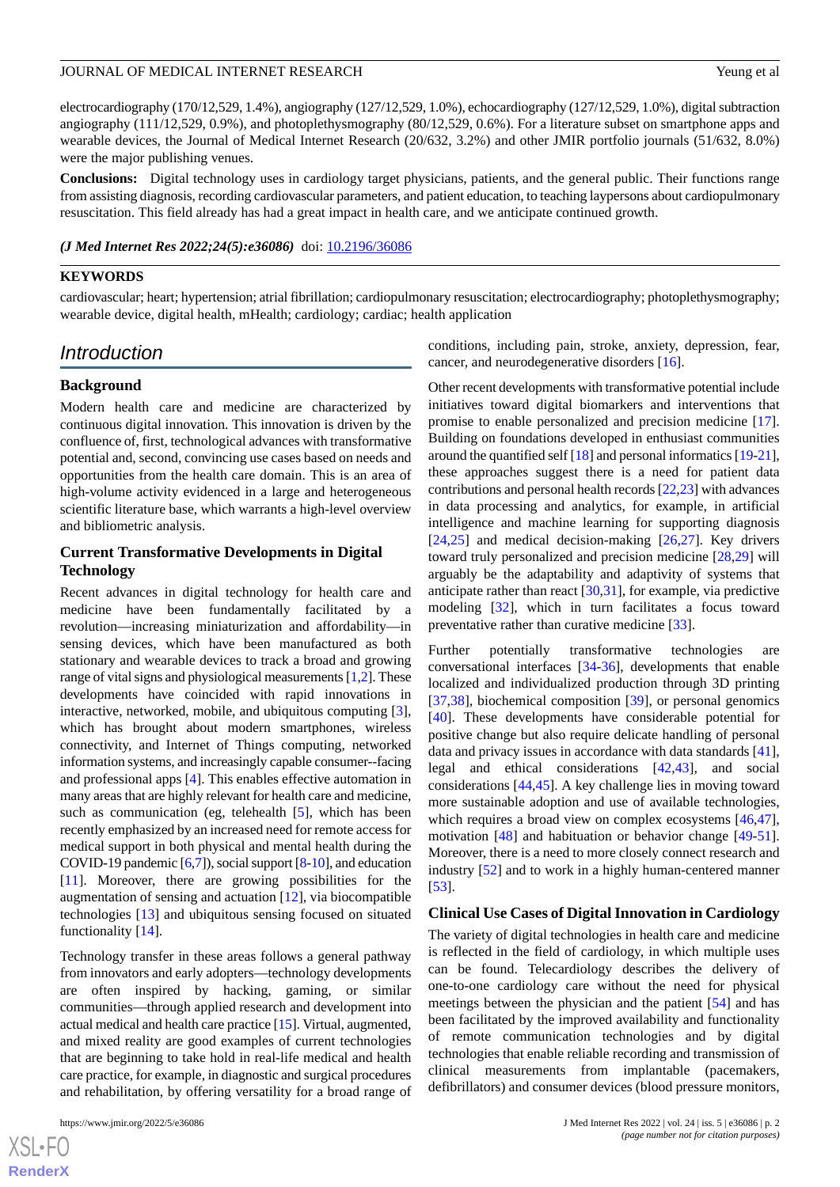electrocardiography (170/12,529, 1.4%), angiography (127/12,529, 1.0%), echocardiography (127/12,529, 1.0%), digital subtraction angiography (111/12,529, 0.9%), and photoplethysmography (80/12,529, 0.6%). For a literature subset on smartphone apps and wearable devices, the Journal of Medical Internet Research (20/632, 3.2%) and other JMIR portfolio journals (51/632, 8.0%) were the major publishing venues.

**Conclusions:** Digital technology uses in cardiology target physicians, patients, and the general public. Their functions range from assisting diagnosis, recording cardiovascular parameters, and patient education, to teaching laypersons about cardiopulmonary resuscitation. This field already has had a great impact in health care, and we anticipate continued growth.

***(J Med Internet Res 2022;24(5):e36086)*** doi: 10.2196/36086

**KEYWORDS**

cardiovascular; heart; hypertension; atrial fibrillation; cardiopulmonary resuscitation; electrocardiography; photoplethysmography; wearable device, digital health, mHealth; cardiology; cardiac; health application

## Introduction

### Background

Modern health care and medicine are characterized by continuous digital innovation. This innovation is driven by the confluence of, first, technological advances with transformative potential and, second, convincing use cases based on needs and opportunities from the health care domain. This is an area of high-volume activity evidenced in a large and heterogeneous scientific literature base, which warrants a high-level overview and bibliometric analysis.

### Current Transformative Developments in Digital Technology

Recent advances in digital technology for health care and medicine have been fundamentally facilitated by a revolution—increasing miniaturization and affordability—in sensing devices, which have been manufactured as both stationary and wearable devices to track a broad and growing range of vital signs and physiological measurements [1,2]. These developments have coincided with rapid innovations in interactive, networked, mobile, and ubiquitous computing [3], which has brought about modern smartphones, wireless connectivity, and Internet of Things computing, networked information systems, and increasingly capable consumer--facing and professional apps [4]. This enables effective automation in many areas that are highly relevant for health care and medicine, such as communication (eg, telehealth [5], which has been recently emphasized by an increased need for remote access for medical support in both physical and mental health during the COVID-19 pandemic [6,7]), social support [8-10], and education [11]. Moreover, there are growing possibilities for the augmentation of sensing and actuation [12], via biocompatible technologies [13] and ubiquitous sensing focused on situated functionality [14].

Technology transfer in these areas follows a general pathway from innovators and early adopters—technology developments are often inspired by hacking, gaming, or similar communities—through applied research and development into actual medical and health care practice [15]. Virtual, augmented, and mixed reality are good examples of current technologies that are beginning to take hold in real-life medical and health care practice, for example, in diagnostic and surgical procedures and rehabilitation, by offering versatility for a broad range of conditions, including pain, stroke, anxiety, depression, fear, cancer, and neurodegenerative disorders [16].

Other recent developments with transformative potential include initiatives toward digital biomarkers and interventions that promise to enable personalized and precision medicine [17]. Building on foundations developed in enthusiast communities around the quantified self [18] and personal informatics [19-21], these approaches suggest there is a need for patient data contributions and personal health records [22,23] with advances in data processing and analytics, for example, in artificial intelligence and machine learning for supporting diagnosis [24,25] and medical decision-making [26,27]. Key drivers toward truly personalized and precision medicine [28,29] will arguably be the adaptability and adaptivity of systems that anticipate rather than react [30,31], for example, via predictive modeling [32], which in turn facilitates a focus toward preventative rather than curative medicine [33].

Further potentially transformative technologies are conversational interfaces [34-36], developments that enable localized and individualized production through 3D printing [37,38], biochemical composition [39], or personal genomics [40]. These developments have considerable potential for positive change but also require delicate handling of personal data and privacy issues in accordance with data standards [41], legal and ethical considerations [42,43], and social considerations [44,45]. A key challenge lies in moving toward more sustainable adoption and use of available technologies, which requires a broad view on complex ecosystems [46,47], motivation [48] and habituation or behavior change [49-51]. Moreover, there is a need to more closely connect research and industry [52] and to work in a highly human-centered manner [53].

### Clinical Use Cases of Digital Innovation in Cardiology

The variety of digital technologies in health care and medicine is reflected in the field of cardiology, in which multiple uses can be found. Telecardiology describes the delivery of one-to-one cardiology care without the need for physical meetings between the physician and the patient [54] and has been facilitated by the improved availability and functionality of remote communication technologies and by digital technologies that enable reliable recording and transmission of clinical measurements from implantable (pacemakers, defibrillators) and consumer devices (blood pressure monitors,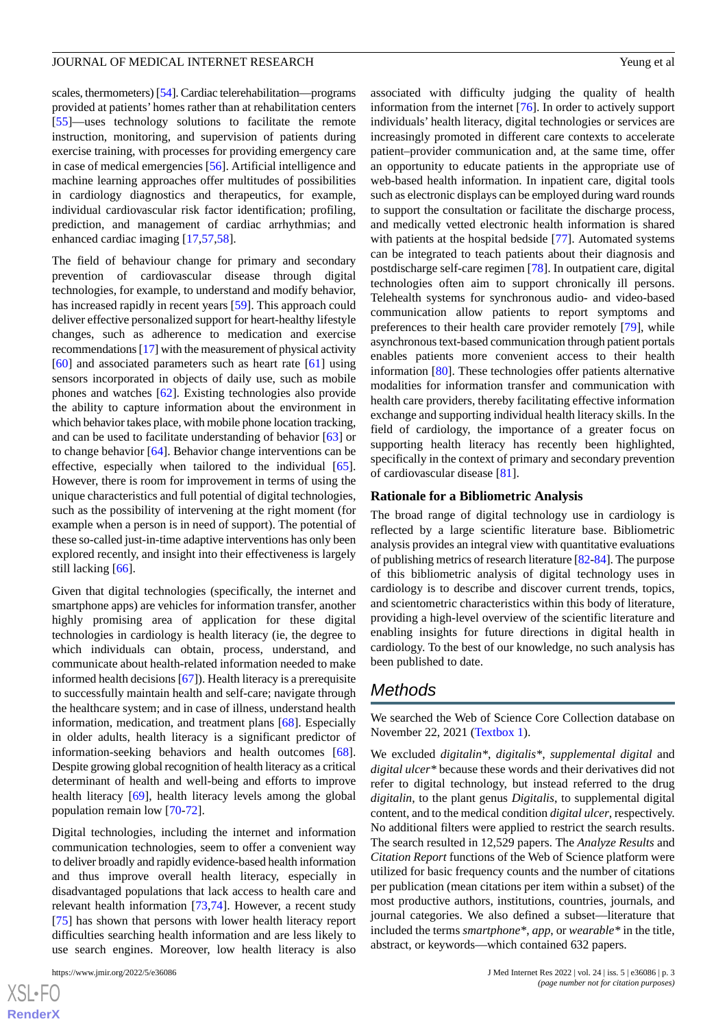scales, thermometers) [54]. Cardiac telerehabilitation—programs provided at patients' homes rather than at rehabilitation centers [55]—uses technology solutions to facilitate the remote instruction, monitoring, and supervision of patients during exercise training, with processes for providing emergency care in case of medical emergencies [56]. Artificial intelligence and machine learning approaches offer multitudes of possibilities in cardiology diagnostics and therapeutics, for example, individual cardiovascular risk factor identification; profiling, prediction, and management of cardiac arrhythmias; and enhanced cardiac imaging [17,57,58].

The field of behaviour change for primary and secondary prevention of cardiovascular disease through digital technologies, for example, to understand and modify behavior, has increased rapidly in recent years [59]. This approach could deliver effective personalized support for heart-healthy lifestyle changes, such as adherence to medication and exercise recommendations [17] with the measurement of physical activity [60] and associated parameters such as heart rate [61] using sensors incorporated in objects of daily use, such as mobile phones and watches [62]. Existing technologies also provide the ability to capture information about the environment in which behavior takes place, with mobile phone location tracking, and can be used to facilitate understanding of behavior [63] or to change behavior [64]. Behavior change interventions can be effective, especially when tailored to the individual [65]. However, there is room for improvement in terms of using the unique characteristics and full potential of digital technologies, such as the possibility of intervening at the right moment (for example when a person is in need of support). The potential of these so-called just-in-time adaptive interventions has only been explored recently, and insight into their effectiveness is largely still lacking [66].

Given that digital technologies (specifically, the internet and smartphone apps) are vehicles for information transfer, another highly promising area of application for these digital technologies in cardiology is health literacy (ie, the degree to which individuals can obtain, process, understand, and communicate about health-related information needed to make informed health decisions [67]). Health literacy is a prerequisite to successfully maintain health and self-care; navigate through the healthcare system; and in case of illness, understand health information, medication, and treatment plans [68]. Especially in older adults, health literacy is a significant predictor of information-seeking behaviors and health outcomes [68]. Despite growing global recognition of health literacy as a critical determinant of health and well-being and efforts to improve health literacy [69], health literacy levels among the global population remain low [70-72].

Digital technologies, including the internet and information communication technologies, seem to offer a convenient way to deliver broadly and rapidly evidence-based health information and thus improve overall health literacy, especially in disadvantaged populations that lack access to health care and relevant health information [73,74]. However, a recent study [75] has shown that persons with lower health literacy report difficulties searching health information and are less likely to use search engines. Moreover, low health literacy is also associated with difficulty judging the quality of health information from the internet [76]. In order to actively support individuals' health literacy, digital technologies or services are increasingly promoted in different care contexts to accelerate patient–provider communication and, at the same time, offer an opportunity to educate patients in the appropriate use of web-based health information. In inpatient care, digital tools such as electronic displays can be employed during ward rounds to support the consultation or facilitate the discharge process, and medically vetted electronic health information is shared with patients at the hospital bedside [77]. Automated systems can be integrated to teach patients about their diagnosis and postdischarge self-care regimen [78]. In outpatient care, digital technologies often aim to support chronically ill persons. Telehealth systems for synchronous audio- and video-based communication allow patients to report symptoms and preferences to their health care provider remotely [79], while asynchronous text-based communication through patient portals enables patients more convenient access to their health information [80]. These technologies offer patients alternative modalities for information transfer and communication with health care providers, thereby facilitating effective information exchange and supporting individual health literacy skills. In the field of cardiology, the importance of a greater focus on supporting health literacy has recently been highlighted, specifically in the context of primary and secondary prevention of cardiovascular disease [81].

### Rationale for a Bibliometric Analysis

The broad range of digital technology use in cardiology is reflected by a large scientific literature base. Bibliometric analysis provides an integral view with quantitative evaluations of publishing metrics of research literature [82-84]. The purpose of this bibliometric analysis of digital technology uses in cardiology is to describe and discover current trends, topics, and scientometric characteristics within this body of literature, providing a high-level overview of the scientific literature and enabling insights for future directions in digital health in cardiology. To the best of our knowledge, no such analysis has been published to date.

## Methods

We searched the Web of Science Core Collection database on November 22, 2021 (Textbox 1).

We excluded *digitalin\**, *digitalis\**, *supplemental digital* and *digital ulcer\** because these words and their derivatives did not refer to digital technology, but instead referred to the drug *digitalin*, to the plant genus *Digitalis*, to supplemental digital content, and to the medical condition *digital ulcer*, respectively. No additional filters were applied to restrict the search results. The search resulted in 12,529 papers. The *Analyze Results* and *Citation Report* functions of the Web of Science platform were utilized for basic frequency counts and the number of citations per publication (mean citations per item within a subset) of the most productive authors, institutions, countries, journals, and journal categories. We also defined a subset—literature that included the terms *smartphone\**, *app*, or *wearable\** in the title, abstract, or keywords—which contained 632 papers.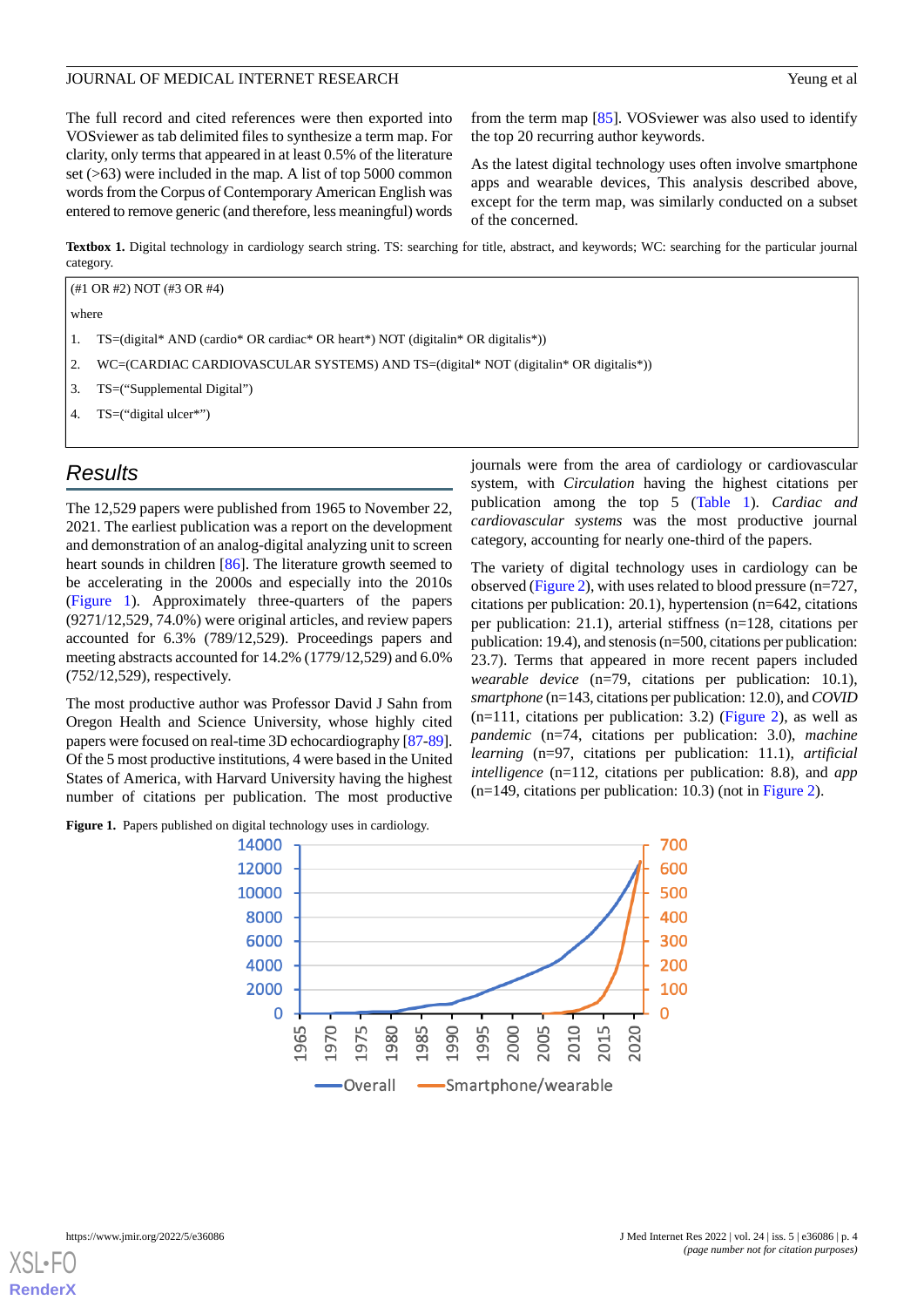The full record and cited references were then exported into VOSviewer as tab delimited files to synthesize a term map. For clarity, only terms that appeared in at least 0.5% of the literature set (>63) were included in the map. A list of top 5000 common words from the Corpus of Contemporary American English was entered to remove generic (and therefore, less meaningful) words from the term map [85]. VOSviewer was also used to identify the top 20 recurring author keywords.

As the latest digital technology uses often involve smartphone apps and wearable devices, This analysis described above, except for the term map, was similarly conducted on a subset of the concerned.

**Textbox 1.** Digital technology in cardiology search string. TS: searching for title, abstract, and keywords; WC: searching for the particular journal category.

(#1 OR #2) NOT (#3 OR #4)

where

1. TS=(digital* AND (cardio* OR cardiac* OR heart*) NOT (digitalin* OR digitalis*))
2. WC=(CARDIAC CARDIOVASCULAR SYSTEMS) AND TS=(digital* NOT (digitalin* OR digitalis*))
3. TS=("Supplemental Digital")
4. TS=("digital ulcer*")

## Results

The 12,529 papers were published from 1965 to November 22, 2021. The earliest publication was a report on the development and demonstration of an analog-digital analyzing unit to screen heart sounds in children [86]. The literature growth seemed to be accelerating in the 2000s and especially into the 2010s (Figure 1). Approximately three-quarters of the papers (9271/12,529, 74.0%) were original articles, and review papers accounted for 6.3% (789/12,529). Proceedings papers and meeting abstracts accounted for 14.2% (1779/12,529) and 6.0% (752/12,529), respectively.

The most productive author was Professor David J Sahn from Oregon Health and Science University, whose highly cited papers were focused on real-time 3D echocardiography [87-89]. Of the 5 most productive institutions, 4 were based in the United States of America, with Harvard University having the highest number of citations per publication. The most productive journals were from the area of cardiology or cardiovascular system, with *Circulation* having the highest citations per publication among the top 5 (Table 1). *Cardiac and cardiovascular systems* was the most productive journal category, accounting for nearly one-third of the papers.

The variety of digital technology uses in cardiology can be observed (Figure 2), with uses related to blood pressure (n=727, citations per publication: 20.1), hypertension (n=642, citations per publication: 21.1), arterial stiffness (n=128, citations per publication: 19.4), and stenosis (n=500, citations per publication: 23.7). Terms that appeared in more recent papers included *wearable device* (n=79, citations per publication: 10.1), *smartphone* (n=143, citations per publication: 12.0), and *COVID* (n=111, citations per publication: 3.2) (Figure 2), as well as *pandemic* (n=74, citations per publication: 3.0), *machine learning* (n=97, citations per publication: 11.1), *artificial intelligence* (n=112, citations per publication: 8.8), and *app* (n=149, citations per publication: 10.3) (not in Figure 2).

**Figure 1.** Papers published on digital technology uses in cardiology.

14000
12000
10000
8000
6000
4000
2000
0

700
600
500
400
300
200
100
0

1965 1970 1975 1980 1985 1990 1995 2000 2005 2010 2015 2020

Overall
Smartphone/wearable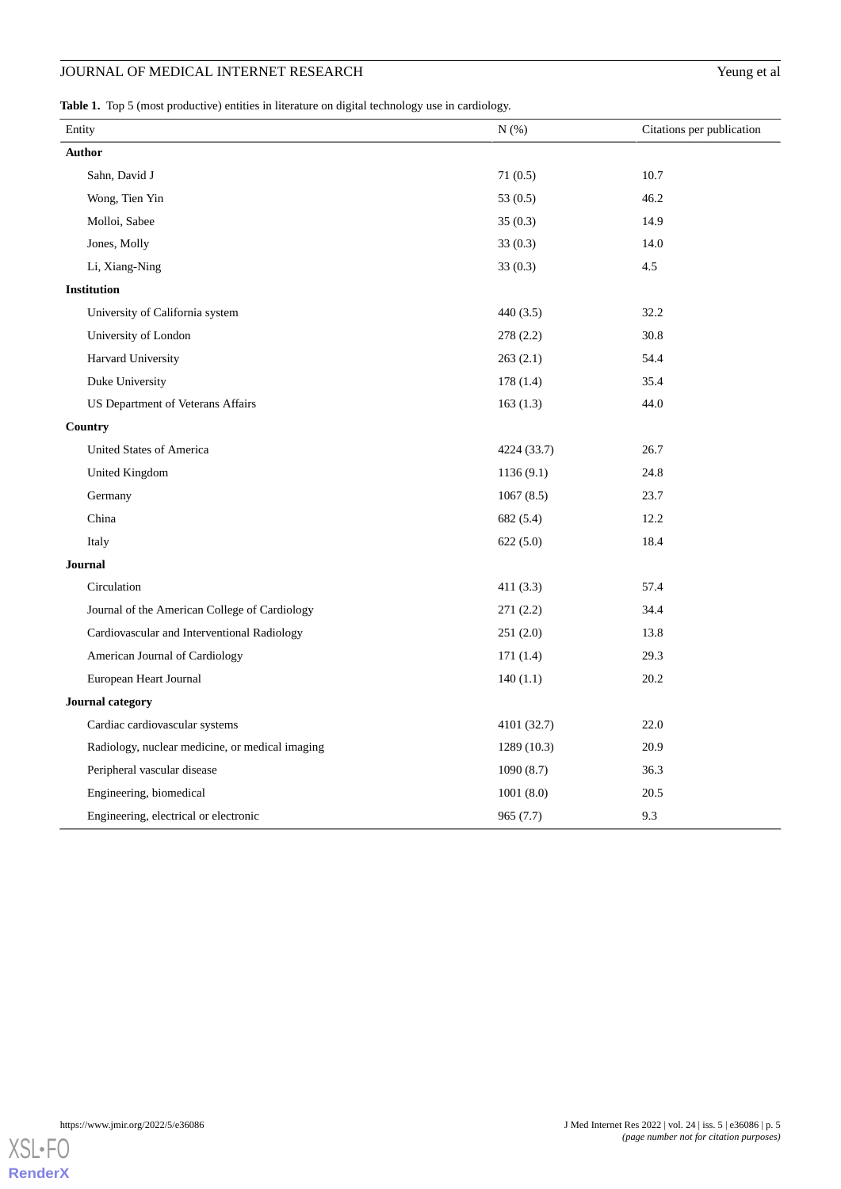**Table 1.** Top 5 (most productive) entities in literature on digital technology use in cardiology.

| Entity | N (%) | Citations per publication |
|---|---|---|
| **Author** | | |
| Sahn, David J | 71 (0.5) | 10.7 |
| Wong, Tien Yin | 53 (0.5) | 46.2 |
| Molloi, Sabee | 35 (0.3) | 14.9 |
| Jones, Molly | 33 (0.3) | 14.0 |
| Li, Xiang-Ning | 33 (0.3) | 4.5 |
| **Institution** | | |
| University of California system | 440 (3.5) | 32.2 |
| University of London | 278 (2.2) | 30.8 |
| Harvard University | 263 (2.1) | 54.4 |
| Duke University | 178 (1.4) | 35.4 |
| US Department of Veterans Affairs | 163 (1.3) | 44.0 |
| **Country** | | |
| United States of America | 4224 (33.7) | 26.7 |
| United Kingdom | 1136 (9.1) | 24.8 |
| Germany | 1067 (8.5) | 23.7 |
| China | 682 (5.4) | 12.2 |
| Italy | 622 (5.0) | 18.4 |
| **Journal** | | |
| Circulation | 411 (3.3) | 57.4 |
| Journal of the American College of Cardiology | 271 (2.2) | 34.4 |
| Cardiovascular and Interventional Radiology | 251 (2.0) | 13.8 |
| American Journal of Cardiology | 171 (1.4) | 29.3 |
| European Heart Journal | 140 (1.1) | 20.2 |
| **Journal category** | | |
| Cardiac cardiovascular systems | 4101 (32.7) | 22.0 |
| Radiology, nuclear medicine, or medical imaging | 1289 (10.3) | 20.9 |
| Peripheral vascular disease | 1090 (8.7) | 36.3 |
| Engineering, biomedical | 1001 (8.0) | 20.5 |
| Engineering, electrical or electronic | 965 (7.7) | 9.3 |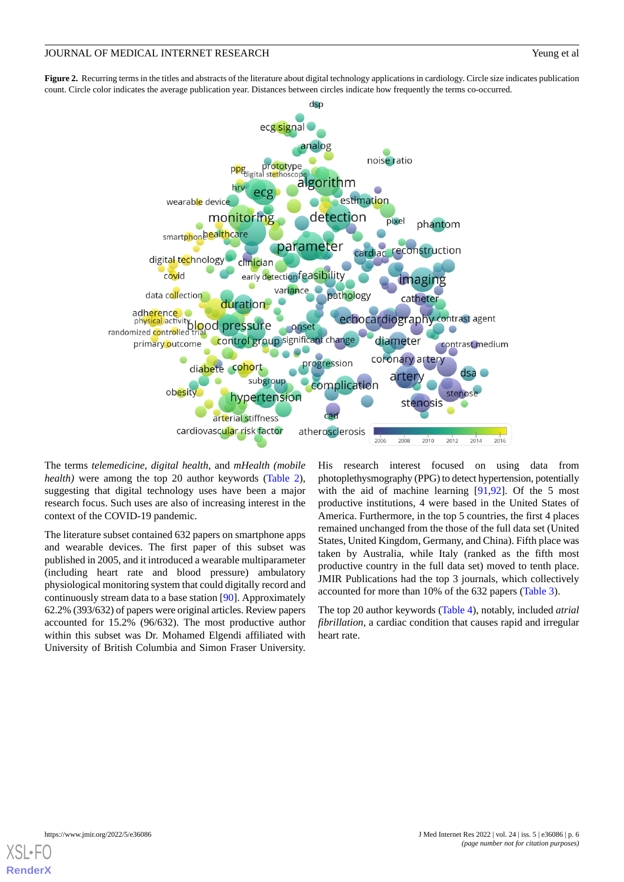**Figure 2.** Recurring terms in the titles and abstracts of the literature about digital technology applications in cardiology. Circle size indicates publication count. Circle color indicates the average publication year. Distances between circles indicate how frequently the terms co-occurred.

dsp
ecg signal
analog
noise ratio
ppg
prototype
digital stethoscope
algorithm
hrv
ecg
wearable device
estimation
monitoring
detection
pixel
phantom
smartphone
healthcare
parameter
cardiac
reconstruction
digital technology
clinician
covid
early detection
feasibility
imaging
variance
data collection
pathology
catheter
duration
adherence
physical activity
echocardiography
contrast agent
randomized controlled trial
blood pressure
onset
primary outcome
control group
significant change
diameter
contrast medium
coronary artery
progression
diabete
cohort
artery
dsa
subgroup
complication
obesity
stenose
hypertension
stenosis
cad
arterial stiffness
cardiovascular risk factor
atherosclerosis
2006
2008
2010
2012
2014
2016

The terms *telemedicine*, *digital health*, and *mHealth (mobile health)* were among the top 20 author keywords (Table 2), suggesting that digital technology uses have been a major research focus. Such uses are also of increasing interest in the context of the COVID-19 pandemic.

The literature subset contained 632 papers on smartphone apps and wearable devices. The first paper of this subset was published in 2005, and it introduced a wearable multiparameter (including heart rate and blood pressure) ambulatory physiological monitoring system that could digitally record and continuously stream data to a base station [90]. Approximately 62.2% (393/632) of papers were original articles. Review papers accounted for 15.2% (96/632). The most productive author within this subset was Dr. Mohamed Elgendi affiliated with University of British Columbia and Simon Fraser University. His research interest focused on using data from photoplethysmography (PPG) to detect hypertension, potentially with the aid of machine learning [91,92]. Of the 5 most productive institutions, 4 were based in the United States of America. Furthermore, in the top 5 countries, the first 4 places remained unchanged from the those of the full data set (United States, United Kingdom, Germany, and China). Fifth place was taken by Australia, while Italy (ranked as the fifth most productive country in the full data set) moved to tenth place. JMIR Publications had the top 3 journals, which collectively accounted for more than 10% of the 632 papers (Table 3).

The top 20 author keywords (Table 4), notably, included *atrial fibrillation*, a cardiac condition that causes rapid and irregular heart rate.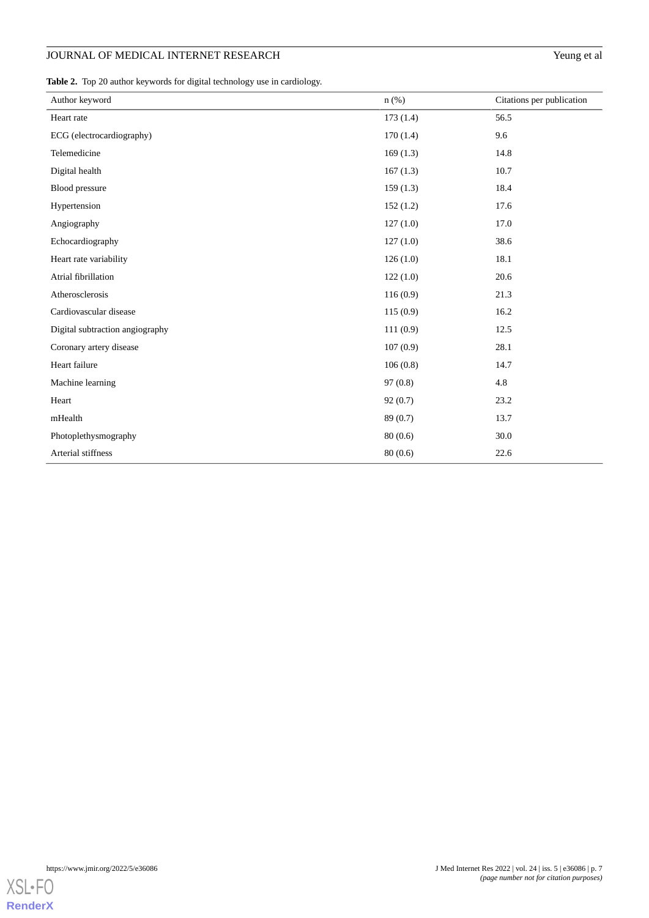**Table 2.** Top 20 author keywords for digital technology use in cardiology.

| Author keyword | n (%) | Citations per publication |
|---|---|---|
| Heart rate | 173 (1.4) | 56.5 |
| ECG (electrocardiography) | 170 (1.4) | 9.6 |
| Telemedicine | 169 (1.3) | 14.8 |
| Digital health | 167 (1.3) | 10.7 |
| Blood pressure | 159 (1.3) | 18.4 |
| Hypertension | 152 (1.2) | 17.6 |
| Angiography | 127 (1.0) | 17.0 |
| Echocardiography | 127 (1.0) | 38.6 |
| Heart rate variability | 126 (1.0) | 18.1 |
| Atrial fibrillation | 122 (1.0) | 20.6 |
| Atherosclerosis | 116 (0.9) | 21.3 |
| Cardiovascular disease | 115 (0.9) | 16.2 |
| Digital subtraction angiography | 111 (0.9) | 12.5 |
| Coronary artery disease | 107 (0.9) | 28.1 |
| Heart failure | 106 (0.8) | 14.7 |
| Machine learning | 97 (0.8) | 4.8 |
| Heart | 92 (0.7) | 23.2 |
| mHealth | 89 (0.7) | 13.7 |
| Photoplethysmography | 80 (0.6) | 30.0 |
| Arterial stiffness | 80 (0.6) | 22.6 |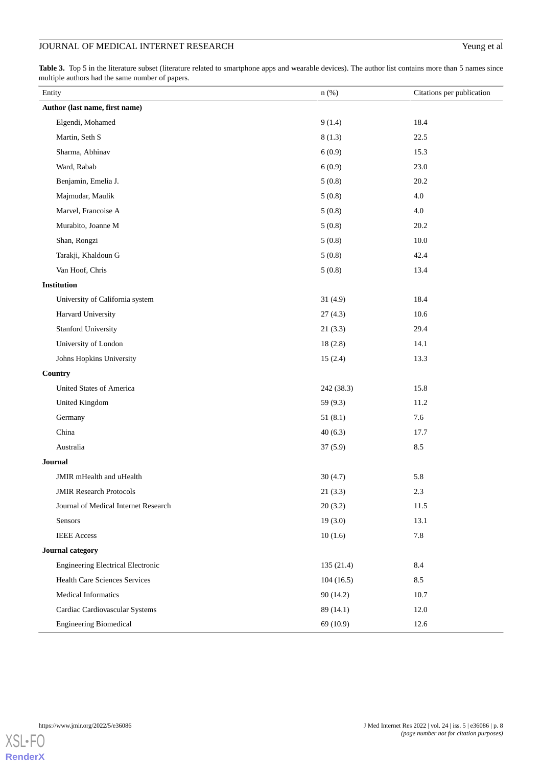**Table 3.** Top 5 in the literature subset (literature related to smartphone apps and wearable devices). The author list contains more than 5 names since multiple authors had the same number of papers.

| Entity | n (%) | Citations per publication |
|---|---|---|
| **Author (last name, first name)** | | |
| Elgendi, Mohamed | 9 (1.4) | 18.4 |
| Martin, Seth S | 8 (1.3) | 22.5 |
| Sharma, Abhinav | 6 (0.9) | 15.3 |
| Ward, Rabab | 6 (0.9) | 23.0 |
| Benjamin, Emelia J. | 5 (0.8) | 20.2 |
| Majmudar, Maulik | 5 (0.8) | 4.0 |
| Marvel, Francoise A | 5 (0.8) | 4.0 |
| Murabito, Joanne M | 5 (0.8) | 20.2 |
| Shan, Rongzi | 5 (0.8) | 10.0 |
| Tarakji, Khaldoun G | 5 (0.8) | 42.4 |
| Van Hoof, Chris | 5 (0.8) | 13.4 |
| **Institution** | | |
| University of California system | 31 (4.9) | 18.4 |
| Harvard University | 27 (4.3) | 10.6 |
| Stanford University | 21 (3.3) | 29.4 |
| University of London | 18 (2.8) | 14.1 |
| Johns Hopkins University | 15 (2.4) | 13.3 |
| **Country** | | |
| United States of America | 242 (38.3) | 15.8 |
| United Kingdom | 59 (9.3) | 11.2 |
| Germany | 51 (8.1) | 7.6 |
| China | 40 (6.3) | 17.7 |
| Australia | 37 (5.9) | 8.5 |
| **Journal** | | |
| JMIR mHealth and uHealth | 30 (4.7) | 5.8 |
| JMIR Research Protocols | 21 (3.3) | 2.3 |
| Journal of Medical Internet Research | 20 (3.2) | 11.5 |
| Sensors | 19 (3.0) | 13.1 |
| IEEE Access | 10 (1.6) | 7.8 |
| **Journal category** | | |
| Engineering Electrical Electronic | 135 (21.4) | 8.4 |
| Health Care Sciences Services | 104 (16.5) | 8.5 |
| Medical Informatics | 90 (14.2) | 10.7 |
| Cardiac Cardiovascular Systems | 89 (14.1) | 12.0 |
| Engineering Biomedical | 69 (10.9) | 12.6 |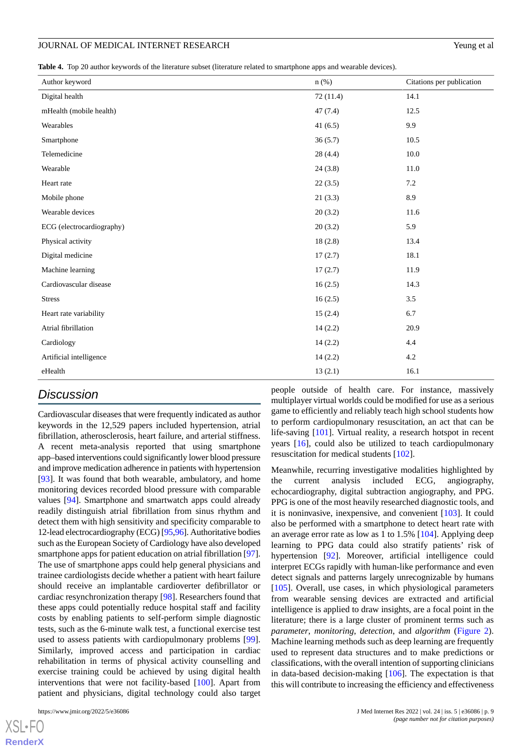**Table 4.** Top 20 author keywords of the literature subset (literature related to smartphone apps and wearable devices).

| Author keyword | n (%) | Citations per publication |
|---|---|---|
| Digital health | 72 (11.4) | 14.1 |
| mHealth (mobile health) | 47 (7.4) | 12.5 |
| Wearables | 41 (6.5) | 9.9 |
| Smartphone | 36 (5.7) | 10.5 |
| Telemedicine | 28 (4.4) | 10.0 |
| Wearable | 24 (3.8) | 11.0 |
| Heart rate | 22 (3.5) | 7.2 |
| Mobile phone | 21 (3.3) | 8.9 |
| Wearable devices | 20 (3.2) | 11.6 |
| ECG (electrocardiography) | 20 (3.2) | 5.9 |
| Physical activity | 18 (2.8) | 13.4 |
| Digital medicine | 17 (2.7) | 18.1 |
| Machine learning | 17 (2.7) | 11.9 |
| Cardiovascular disease | 16 (2.5) | 14.3 |
| Stress | 16 (2.5) | 3.5 |
| Heart rate variability | 15 (2.4) | 6.7 |
| Atrial fibrillation | 14 (2.2) | 20.9 |
| Cardiology | 14 (2.2) | 4.4 |
| Artificial intelligence | 14 (2.2) | 4.2 |
| eHealth | 13 (2.1) | 16.1 |

## Discussion

Cardiovascular diseases that were frequently indicated as author keywords in the 12,529 papers included hypertension, atrial fibrillation, atherosclerosis, heart failure, and arterial stiffness. A recent meta-analysis reported that using smartphone app–based interventions could significantly lower blood pressure and improve medication adherence in patients with hypertension [93]. It was found that both wearable, ambulatory, and home monitoring devices recorded blood pressure with comparable values [94]. Smartphone and smartwatch apps could already readily distinguish atrial fibrillation from sinus rhythm and detect them with high sensitivity and specificity comparable to 12-lead electrocardiography (ECG) [95,96]. Authoritative bodies such as the European Society of Cardiology have also developed smartphone apps for patient education on atrial fibrillation [97]. The use of smartphone apps could help general physicians and trainee cardiologists decide whether a patient with heart failure should receive an implantable cardioverter defibrillator or cardiac resynchronization therapy [98]. Researchers found that these apps could potentially reduce hospital staff and facility costs by enabling patients to self-perform simple diagnostic tests, such as the 6-minute walk test, a functional exercise test used to assess patients with cardiopulmonary problems [99]. Similarly, improved access and participation in cardiac rehabilitation in terms of physical activity counselling and exercise training could be achieved by using digital health interventions that were not facility-based [100]. Apart from patient and physicians, digital technology could also target people outside of health care. For instance, massively multiplayer virtual worlds could be modified for use as a serious game to efficiently and reliably teach high school students how to perform cardiopulmonary resuscitation, an act that can be life-saving [101]. Virtual reality, a research hotspot in recent years [16], could also be utilized to teach cardiopulmonary resuscitation for medical students [102].

Meanwhile, recurring investigative modalities highlighted by the current analysis included ECG, angiography, echocardiography, digital subtraction angiography, and PPG. PPG is one of the most heavily researched diagnostic tools, and it is noninvasive, inexpensive, and convenient [103]. It could also be performed with a smartphone to detect heart rate with an average error rate as low as 1 to 1.5% [104]. Applying deep learning to PPG data could also stratify patients' risk of hypertension [92]. Moreover, artificial intelligence could interpret ECGs rapidly with human-like performance and even detect signals and patterns largely unrecognizable by humans [105]. Overall, use cases, in which physiological parameters from wearable sensing devices are extracted and artificial intelligence is applied to draw insights, are a focal point in the literature; there is a large cluster of prominent terms such as *parameter*, *monitoring*, *detection*, and *algorithm* (Figure 2). Machine learning methods such as deep learning are frequently used to represent data structures and to make predictions or classifications, with the overall intention of supporting clinicians in data-based decision-making [106]. The expectation is that this will contribute to increasing the efficiency and effectiveness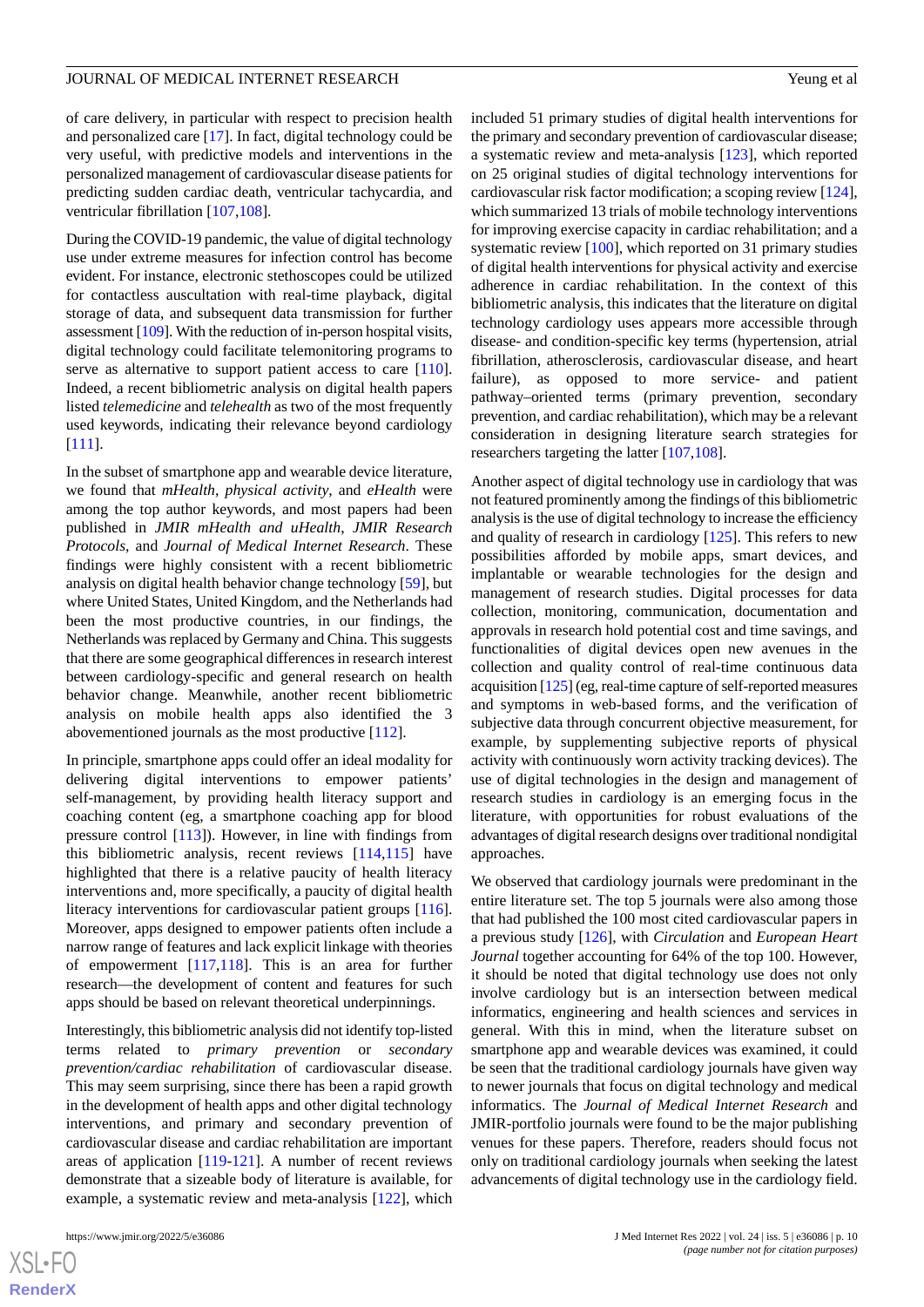of care delivery, in particular with respect to precision health and personalized care [17]. In fact, digital technology could be very useful, with predictive models and interventions in the personalized management of cardiovascular disease patients for predicting sudden cardiac death, ventricular tachycardia, and ventricular fibrillation [107,108].

During the COVID-19 pandemic, the value of digital technology use under extreme measures for infection control has become evident. For instance, electronic stethoscopes could be utilized for contactless auscultation with real-time playback, digital storage of data, and subsequent data transmission for further assessment [109]. With the reduction of in-person hospital visits, digital technology could facilitate telemonitoring programs to serve as alternative to support patient access to care [110]. Indeed, a recent bibliometric analysis on digital health papers listed *telemedicine* and *telehealth* as two of the most frequently used keywords, indicating their relevance beyond cardiology [111].

In the subset of smartphone app and wearable device literature, we found that *mHealth*, *physical activity*, and *eHealth* were among the top author keywords, and most papers had been published in *JMIR mHealth and uHealth*, *JMIR Research Protocols*, and *Journal of Medical Internet Research*. These findings were highly consistent with a recent bibliometric analysis on digital health behavior change technology [59], but where United States, United Kingdom, and the Netherlands had been the most productive countries, in our findings, the Netherlands was replaced by Germany and China. This suggests that there are some geographical differences in research interest between cardiology-specific and general research on health behavior change. Meanwhile, another recent bibliometric analysis on mobile health apps also identified the 3 abovementioned journals as the most productive [112].

In principle, smartphone apps could offer an ideal modality for delivering digital interventions to empower patients' self-management, by providing health literacy support and coaching content (eg, a smartphone coaching app for blood pressure control [113]). However, in line with findings from this bibliometric analysis, recent reviews [114,115] have highlighted that there is a relative paucity of health literacy interventions and, more specifically, a paucity of digital health literacy interventions for cardiovascular patient groups [116]. Moreover, apps designed to empower patients often include a narrow range of features and lack explicit linkage with theories of empowerment [117,118]. This is an area for further research—the development of content and features for such apps should be based on relevant theoretical underpinnings.

Interestingly, this bibliometric analysis did not identify top-listed terms related to *primary prevention* or *secondary prevention/cardiac rehabilitation* of cardiovascular disease. This may seem surprising, since there has been a rapid growth in the development of health apps and other digital technology interventions, and primary and secondary prevention of cardiovascular disease and cardiac rehabilitation are important areas of application [119-121]. A number of recent reviews demonstrate that a sizeable body of literature is available, for example, a systematic review and meta-analysis [122], which included 51 primary studies of digital health interventions for the primary and secondary prevention of cardiovascular disease; a systematic review and meta-analysis [123], which reported on 25 original studies of digital technology interventions for cardiovascular risk factor modification; a scoping review [124], which summarized 13 trials of mobile technology interventions for improving exercise capacity in cardiac rehabilitation; and a systematic review [100], which reported on 31 primary studies of digital health interventions for physical activity and exercise adherence in cardiac rehabilitation. In the context of this bibliometric analysis, this indicates that the literature on digital technology cardiology uses appears more accessible through disease- and condition-specific key terms (hypertension, atrial fibrillation, atherosclerosis, cardiovascular disease, and heart failure), as opposed to more service- and patient pathway–oriented terms (primary prevention, secondary prevention, and cardiac rehabilitation), which may be a relevant consideration in designing literature search strategies for researchers targeting the latter [107,108].

Another aspect of digital technology use in cardiology that was not featured prominently among the findings of this bibliometric analysis is the use of digital technology to increase the efficiency and quality of research in cardiology [125]. This refers to new possibilities afforded by mobile apps, smart devices, and implantable or wearable technologies for the design and management of research studies. Digital processes for data collection, monitoring, communication, documentation and approvals in research hold potential cost and time savings, and functionalities of digital devices open new avenues in the collection and quality control of real-time continuous data acquisition [125] (eg, real-time capture of self-reported measures and symptoms in web-based forms, and the verification of subjective data through concurrent objective measurement, for example, by supplementing subjective reports of physical activity with continuously worn activity tracking devices). The use of digital technologies in the design and management of research studies in cardiology is an emerging focus in the literature, with opportunities for robust evaluations of the advantages of digital research designs over traditional nondigital approaches.

We observed that cardiology journals were predominant in the entire literature set. The top 5 journals were also among those that had published the 100 most cited cardiovascular papers in a previous study [126], with *Circulation* and *European Heart Journal* together accounting for 64% of the top 100. However, it should be noted that digital technology use does not only involve cardiology but is an intersection between medical informatics, engineering and health sciences and services in general. With this in mind, when the literature subset on smartphone app and wearable devices was examined, it could be seen that the traditional cardiology journals have given way to newer journals that focus on digital technology and medical informatics. The *Journal of Medical Internet Research* and JMIR-portfolio journals were found to be the major publishing venues for these papers. Therefore, readers should focus not only on traditional cardiology journals when seeking the latest advancements of digital technology use in the cardiology field.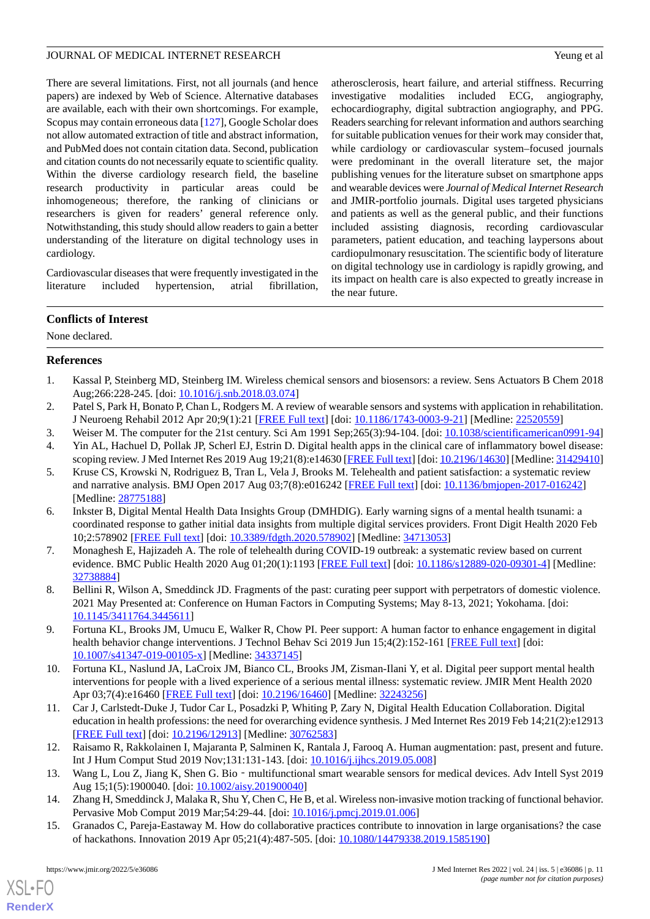There are several limitations. First, not all journals (and hence papers) are indexed by Web of Science. Alternative databases are available, each with their own shortcomings. For example, Scopus may contain erroneous data [127], Google Scholar does not allow automated extraction of title and abstract information, and PubMed does not contain citation data. Second, publication and citation counts do not necessarily equate to scientific quality. Within the diverse cardiology research field, the baseline research productivity in particular areas could be inhomogeneous; therefore, the ranking of clinicians or researchers is given for readers' general reference only. Notwithstanding, this study should allow readers to gain a better understanding of the literature on digital technology uses in cardiology.

Cardiovascular diseases that were frequently investigated in the literature included hypertension, atrial fibrillation, atherosclerosis, heart failure, and arterial stiffness. Recurring investigative modalities included ECG, angiography, echocardiography, digital subtraction angiography, and PPG. Readers searching for relevant information and authors searching for suitable publication venues for their work may consider that, while cardiology or cardiovascular system–focused journals were predominant in the overall literature set, the major publishing venues for the literature subset on smartphone apps and wearable devices were *Journal of Medical Internet Research* and JMIR-portfolio journals. Digital uses targeted physicians and patients as well as the general public, and their functions included assisting diagnosis, recording cardiovascular parameters, patient education, and teaching laypersons about cardiopulmonary resuscitation. The scientific body of literature on digital technology use in cardiology is rapidly growing, and its impact on health care is also expected to greatly increase in the near future.

## Conflicts of Interest

None declared.

## References

1. Kassal P, Steinberg MD, Steinberg IM. Wireless chemical sensors and biosensors: a review. Sens Actuators B Chem 2018 Aug;266:228-245. [doi: 10.1016/j.snb.2018.03.074]
2. Patel S, Park H, Bonato P, Chan L, Rodgers M. A review of wearable sensors and systems with application in rehabilitation. J Neuroeng Rehabil 2012 Apr 20;9(1):21 [FREE Full text] [doi: 10.1186/1743-0003-9-21] [Medline: 22520559]
3. Weiser M. The computer for the 21st century. Sci Am 1991 Sep;265(3):94-104. [doi: 10.1038/scientificamerican0991-94]
4. Yin AL, Hachuel D, Pollak JP, Scherl EJ, Estrin D. Digital health apps in the clinical care of inflammatory bowel disease: scoping review. J Med Internet Res 2019 Aug 19;21(8):e14630 [FREE Full text] [doi: 10.2196/14630] [Medline: 31429410]
5. Kruse CS, Krowski N, Rodriguez B, Tran L, Vela J, Brooks M. Telehealth and patient satisfaction: a systematic review and narrative analysis. BMJ Open 2017 Aug 03;7(8):e016242 [FREE Full text] [doi: 10.1136/bmjopen-2017-016242] [Medline: 28775188]
6. Inkster B, Digital Mental Health Data Insights Group (DMHDIG). Early warning signs of a mental health tsunami: a coordinated response to gather initial data insights from multiple digital services providers. Front Digit Health 2020 Feb 10;2:578902 [FREE Full text] [doi: 10.3389/fdgth.2020.578902] [Medline: 34713053]
7. Monaghesh E, Hajizadeh A. The role of telehealth during COVID-19 outbreak: a systematic review based on current evidence. BMC Public Health 2020 Aug 01;20(1):1193 [FREE Full text] [doi: 10.1186/s12889-020-09301-4] [Medline: 32738884]
8. Bellini R, Wilson A, Smeddinck JD. Fragments of the past: curating peer support with perpetrators of domestic violence. 2021 May Presented at: Conference on Human Factors in Computing Systems; May 8-13, 2021; Yokohama. [doi: 10.1145/3411764.3445611]
9. Fortuna KL, Brooks JM, Umucu E, Walker R, Chow PI. Peer support: A human factor to enhance engagement in digital health behavior change interventions. J Technol Behav Sci 2019 Jun 15;4(2):152-161 [FREE Full text] [doi: 10.1007/s41347-019-00105-x] [Medline: 34337145]
10. Fortuna KL, Naslund JA, LaCroix JM, Bianco CL, Brooks JM, Zisman-Ilani Y, et al. Digital peer support mental health interventions for people with a lived experience of a serious mental illness: systematic review. JMIR Ment Health 2020 Apr 03;7(4):e16460 [FREE Full text] [doi: 10.2196/16460] [Medline: 32243256]
11. Car J, Carlstedt-Duke J, Tudor Car L, Posadzki P, Whiting P, Zary N, Digital Health Education Collaboration. Digital education in health professions: the need for overarching evidence synthesis. J Med Internet Res 2019 Feb 14;21(2):e12913 [FREE Full text] [doi: 10.2196/12913] [Medline: 30762583]
12. Raisamo R, Rakkolainen I, Majaranta P, Salminen K, Rantala J, Farooq A. Human augmentation: past, present and future. Int J Hum Comput Stud 2019 Nov;131:131-143. [doi: 10.1016/j.ijhcs.2019.05.008]
13. Wang L, Lou Z, Jiang K, Shen G. Bio‐multifunctional smart wearable sensors for medical devices. Adv Intell Syst 2019 Aug 15;1(5):1900040. [doi: 10.1002/aisy.201900040]
14. Zhang H, Smeddinck J, Malaka R, Shu Y, Chen C, He B, et al. Wireless non-invasive motion tracking of functional behavior. Pervasive Mob Comput 2019 Mar;54:29-44. [doi: 10.1016/j.pmcj.2019.01.006]
15. Granados C, Pareja-Eastaway M. How do collaborative practices contribute to innovation in large organisations? the case of hackathons. Innovation 2019 Apr 05;21(4):487-505. [doi: 10.1080/14479338.2019.1585190]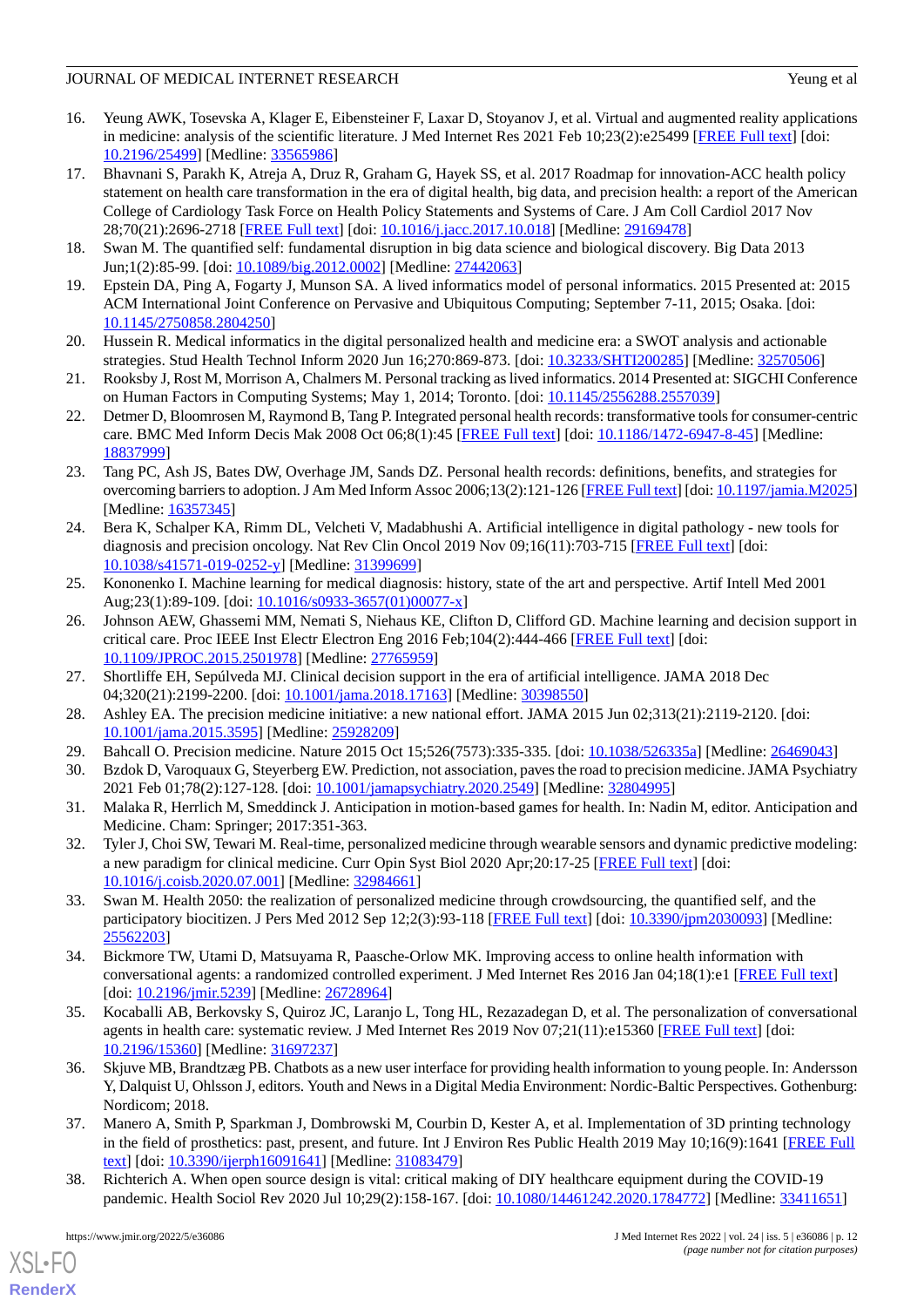16. Yeung AWK, Tosevska A, Klager E, Eibensteiner F, Laxar D, Stoyanov J, et al. Virtual and augmented reality applications in medicine: analysis of the scientific literature. J Med Internet Res 2021 Feb 10;23(2):e25499 [FREE Full text] [doi: 10.2196/25499] [Medline: 33565986]
17. Bhavnani S, Parakh K, Atreja A, Druz R, Graham G, Hayek SS, et al. 2017 Roadmap for innovation-ACC health policy statement on health care transformation in the era of digital health, big data, and precision health: a report of the American College of Cardiology Task Force on Health Policy Statements and Systems of Care. J Am Coll Cardiol 2017 Nov 28;70(21):2696-2718 [FREE Full text] [doi: 10.1016/j.jacc.2017.10.018] [Medline: 29169478]
18. Swan M. The quantified self: fundamental disruption in big data science and biological discovery. Big Data 2013 Jun;1(2):85-99. [doi: 10.1089/big.2012.0002] [Medline: 27442063]
19. Epstein DA, Ping A, Fogarty J, Munson SA. A lived informatics model of personal informatics. 2015 Presented at: 2015 ACM International Joint Conference on Pervasive and Ubiquitous Computing; September 7-11, 2015; Osaka. [doi: 10.1145/2750858.2804250]
20. Hussein R. Medical informatics in the digital personalized health and medicine era: a SWOT analysis and actionable strategies. Stud Health Technol Inform 2020 Jun 16;270:869-873. [doi: 10.3233/SHTI200285] [Medline: 32570506]
21. Rooksby J, Rost M, Morrison A, Chalmers M. Personal tracking as lived informatics. 2014 Presented at: SIGCHI Conference on Human Factors in Computing Systems; May 1, 2014; Toronto. [doi: 10.1145/2556288.2557039]
22. Detmer D, Bloomrosen M, Raymond B, Tang P. Integrated personal health records: transformative tools for consumer-centric care. BMC Med Inform Decis Mak 2008 Oct 06;8(1):45 [FREE Full text] [doi: 10.1186/1472-6947-8-45] [Medline: 18837999]
23. Tang PC, Ash JS, Bates DW, Overhage JM, Sands DZ. Personal health records: definitions, benefits, and strategies for overcoming barriers to adoption. J Am Med Inform Assoc 2006;13(2):121-126 [FREE Full text] [doi: 10.1197/jamia.M2025] [Medline: 16357345]
24. Bera K, Schalper KA, Rimm DL, Velcheti V, Madabhushi A. Artificial intelligence in digital pathology - new tools for diagnosis and precision oncology. Nat Rev Clin Oncol 2019 Nov 09;16(11):703-715 [FREE Full text] [doi: 10.1038/s41571-019-0252-y] [Medline: 31399699]
25. Kononenko I. Machine learning for medical diagnosis: history, state of the art and perspective. Artif Intell Med 2001 Aug;23(1):89-109. [doi: 10.1016/s0933-3657(01)00077-x]
26. Johnson AEW, Ghassemi MM, Nemati S, Niehaus KE, Clifton D, Clifford GD. Machine learning and decision support in critical care. Proc IEEE Inst Electr Electron Eng 2016 Feb;104(2):444-466 [FREE Full text] [doi: 10.1109/JPROC.2015.2501978] [Medline: 27765959]
27. Shortliffe EH, Sepúlveda MJ. Clinical decision support in the era of artificial intelligence. JAMA 2018 Dec 04;320(21):2199-2200. [doi: 10.1001/jama.2018.17163] [Medline: 30398550]
28. Ashley EA. The precision medicine initiative: a new national effort. JAMA 2015 Jun 02;313(21):2119-2120. [doi: 10.1001/jama.2015.3595] [Medline: 25928209]
29. Bahcall O. Precision medicine. Nature 2015 Oct 15;526(7573):335-335. [doi: 10.1038/526335a] [Medline: 26469043]
30. Bzdok D, Varoquaux G, Steyerberg EW. Prediction, not association, paves the road to precision medicine. JAMA Psychiatry 2021 Feb 01;78(2):127-128. [doi: 10.1001/jamapsychiatry.2020.2549] [Medline: 32804995]
31. Malaka R, Herrlich M, Smeddinck J. Anticipation in motion-based games for health. In: Nadin M, editor. Anticipation and Medicine. Cham: Springer; 2017:351-363.
32. Tyler J, Choi SW, Tewari M. Real-time, personalized medicine through wearable sensors and dynamic predictive modeling: a new paradigm for clinical medicine. Curr Opin Syst Biol 2020 Apr;20:17-25 [FREE Full text] [doi: 10.1016/j.coisb.2020.07.001] [Medline: 32984661]
33. Swan M. Health 2050: the realization of personalized medicine through crowdsourcing, the quantified self, and the participatory biocitizen. J Pers Med 2012 Sep 12;2(3):93-118 [FREE Full text] [doi: 10.3390/jpm2030093] [Medline: 25562203]
34. Bickmore TW, Utami D, Matsuyama R, Paasche-Orlow MK. Improving access to online health information with conversational agents: a randomized controlled experiment. J Med Internet Res 2016 Jan 04;18(1):e1 [FREE Full text] [doi: 10.2196/jmir.5239] [Medline: 26728964]
35. Kocaballi AB, Berkovsky S, Quiroz JC, Laranjo L, Tong HL, Rezazadegan D, et al. The personalization of conversational agents in health care: systematic review. J Med Internet Res 2019 Nov 07;21(11):e15360 [FREE Full text] [doi: 10.2196/15360] [Medline: 31697237]
36. Skjuve MB, Brandtzæg PB. Chatbots as a new user interface for providing health information to young people. In: Andersson Y, Dalquist U, Ohlsson J, editors. Youth and News in a Digital Media Environment: Nordic-Baltic Perspectives. Gothenburg: Nordicom; 2018.
37. Manero A, Smith P, Sparkman J, Dombrowski M, Courbin D, Kester A, et al. Implementation of 3D printing technology in the field of prosthetics: past, present, and future. Int J Environ Res Public Health 2019 May 10;16(9):1641 [FREE Full text] [doi: 10.3390/ijerph16091641] [Medline: 31083479]
38. Richterich A. When open source design is vital: critical making of DIY healthcare equipment during the COVID-19 pandemic. Health Sociol Rev 2020 Jul 10;29(2):158-167. [doi: 10.1080/14461242.2020.1784772] [Medline: 33411651]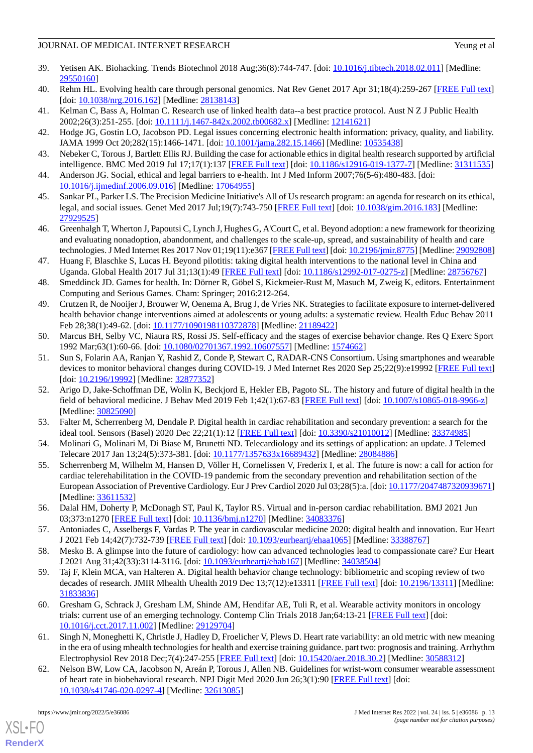39. Yetisen AK. Biohacking. Trends Biotechnol 2018 Aug;36(8):744-747. [doi: 10.1016/j.tibtech.2018.02.011] [Medline: 29550160]
40. Rehm HL. Evolving health care through personal genomics. Nat Rev Genet 2017 Apr 31;18(4):259-267 [FREE Full text] [doi: 10.1038/nrg.2016.162] [Medline: 28138143]
41. Kelman C, Bass A, Holman C. Research use of linked health data--a best practice protocol. Aust N Z J Public Health 2002;26(3):251-255. [doi: 10.1111/j.1467-842x.2002.tb00682.x] [Medline: 12141621]
42. Hodge JG, Gostin LO, Jacobson PD. Legal issues concerning electronic health information: privacy, quality, and liability. JAMA 1999 Oct 20;282(15):1466-1471. [doi: 10.1001/jama.282.15.1466] [Medline: 10535438]
43. Nebeker C, Torous J, Bartlett Ellis RJ. Building the case for actionable ethics in digital health research supported by artificial intelligence. BMC Med 2019 Jul 17;17(1):137 [FREE Full text] [doi: 10.1186/s12916-019-1377-7] [Medline: 31311535]
44. Anderson JG. Social, ethical and legal barriers to e-health. Int J Med Inform 2007;76(5-6):480-483. [doi: 10.1016/j.ijmedinf.2006.09.016] [Medline: 17064955]
45. Sankar PL, Parker LS. The Precision Medicine Initiative's All of Us research program: an agenda for research on its ethical, legal, and social issues. Genet Med 2017 Jul;19(7):743-750 [FREE Full text] [doi: 10.1038/gim.2016.183] [Medline: 27929525]
46. Greenhalgh T, Wherton J, Papoutsi C, Lynch J, Hughes G, A'Court C, et al. Beyond adoption: a new framework for theorizing and evaluating nonadoption, abandonment, and challenges to the scale-up, spread, and sustainability of health and care technologies. J Med Internet Res 2017 Nov 01;19(11):e367 [FREE Full text] [doi: 10.2196/jmir.8775] [Medline: 29092808]
47. Huang F, Blaschke S, Lucas H. Beyond pilotitis: taking digital health interventions to the national level in China and Uganda. Global Health 2017 Jul 31;13(1):49 [FREE Full text] [doi: 10.1186/s12992-017-0275-z] [Medline: 28756767]
48. Smeddinck JD. Games for health. In: Dörner R, Göbel S, Kickmeier-Rust M, Masuch M, Zweig K, editors. Entertainment Computing and Serious Games. Cham: Springer; 2016:212-264.
49. Crutzen R, de Nooijer J, Brouwer W, Oenema A, Brug J, de Vries NK. Strategies to facilitate exposure to internet-delivered health behavior change interventions aimed at adolescents or young adults: a systematic review. Health Educ Behav 2011 Feb 28;38(1):49-62. [doi: 10.1177/1090198110372878] [Medline: 21189422]
50. Marcus BH, Selby VC, Niaura RS, Rossi JS. Self-efficacy and the stages of exercise behavior change. Res Q Exerc Sport 1992 Mar;63(1):60-66. [doi: 10.1080/02701367.1992.10607557] [Medline: 1574662]
51. Sun S, Folarin AA, Ranjan Y, Rashid Z, Conde P, Stewart C, RADAR-CNS Consortium. Using smartphones and wearable devices to monitor behavioral changes during COVID-19. J Med Internet Res 2020 Sep 25;22(9):e19992 [FREE Full text] [doi: 10.2196/19992] [Medline: 32877352]
52. Arigo D, Jake-Schoffman DE, Wolin K, Beckjord E, Hekler EB, Pagoto SL. The history and future of digital health in the field of behavioral medicine. J Behav Med 2019 Feb 1;42(1):67-83 [FREE Full text] [doi: 10.1007/s10865-018-9966-z] [Medline: 30825090]
53. Falter M, Scherrenberg M, Dendale P. Digital health in cardiac rehabilitation and secondary prevention: a search for the ideal tool. Sensors (Basel) 2020 Dec 22;21(1):12 [FREE Full text] [doi: 10.3390/s21010012] [Medline: 33374985]
54. Molinari G, Molinari M, Di Biase M, Brunetti ND. Telecardiology and its settings of application: an update. J Telemed Telecare 2017 Jan 13;24(5):373-381. [doi: 10.1177/1357633x16689432] [Medline: 28084886]
55. Scherrenberg M, Wilhelm M, Hansen D, Völler H, Cornelissen V, Frederix I, et al. The future is now: a call for action for cardiac telerehabilitation in the COVID-19 pandemic from the secondary prevention and rehabilitation section of the European Association of Preventive Cardiology. Eur J Prev Cardiol 2020 Jul 03;28(5):a. [doi: 10.1177/2047487320939671] [Medline: 33611532]
56. Dalal HM, Doherty P, McDonagh ST, Paul K, Taylor RS. Virtual and in-person cardiac rehabilitation. BMJ 2021 Jun 03;373:n1270 [FREE Full text] [doi: 10.1136/bmj.n1270] [Medline: 34083376]
57. Antoniades C, Asselbergs F, Vardas P. The year in cardiovascular medicine 2020: digital health and innovation. Eur Heart J 2021 Feb 14;42(7):732-739 [FREE Full text] [doi: 10.1093/eurheartj/ehaa1065] [Medline: 33388767]
58. Mesko B. A glimpse into the future of cardiology: how can advanced technologies lead to compassionate care? Eur Heart J 2021 Aug 31;42(33):3114-3116. [doi: 10.1093/eurheartj/ehab167] [Medline: 34038504]
59. Taj F, Klein MCA, van Halteren A. Digital health behavior change technology: bibliometric and scoping review of two decades of research. JMIR Mhealth Uhealth 2019 Dec 13;7(12):e13311 [FREE Full text] [doi: 10.2196/13311] [Medline: 31833836]
60. Gresham G, Schrack J, Gresham LM, Shinde AM, Hendifar AE, Tuli R, et al. Wearable activity monitors in oncology trials: current use of an emerging technology. Contemp Clin Trials 2018 Jan;64:13-21 [FREE Full text] [doi: 10.1016/j.cct.2017.11.002] [Medline: 29129704]
61. Singh N, Moneghetti K, Christle J, Hadley D, Froelicher V, Plews D. Heart rate variability: an old metric with new meaning in the era of using mhealth technologies for health and exercise training guidance. part two: prognosis and training. Arrhythm Electrophysiol Rev 2018 Dec;7(4):247-255 [FREE Full text] [doi: 10.15420/aer.2018.30.2] [Medline: 30588312]
62. Nelson BW, Low CA, Jacobson N, Areán P, Torous J, Allen NB. Guidelines for wrist-worn consumer wearable assessment of heart rate in biobehavioral research. NPJ Digit Med 2020 Jun 26;3(1):90 [FREE Full text] [doi: 10.1038/s41746-020-0297-4] [Medline: 32613085]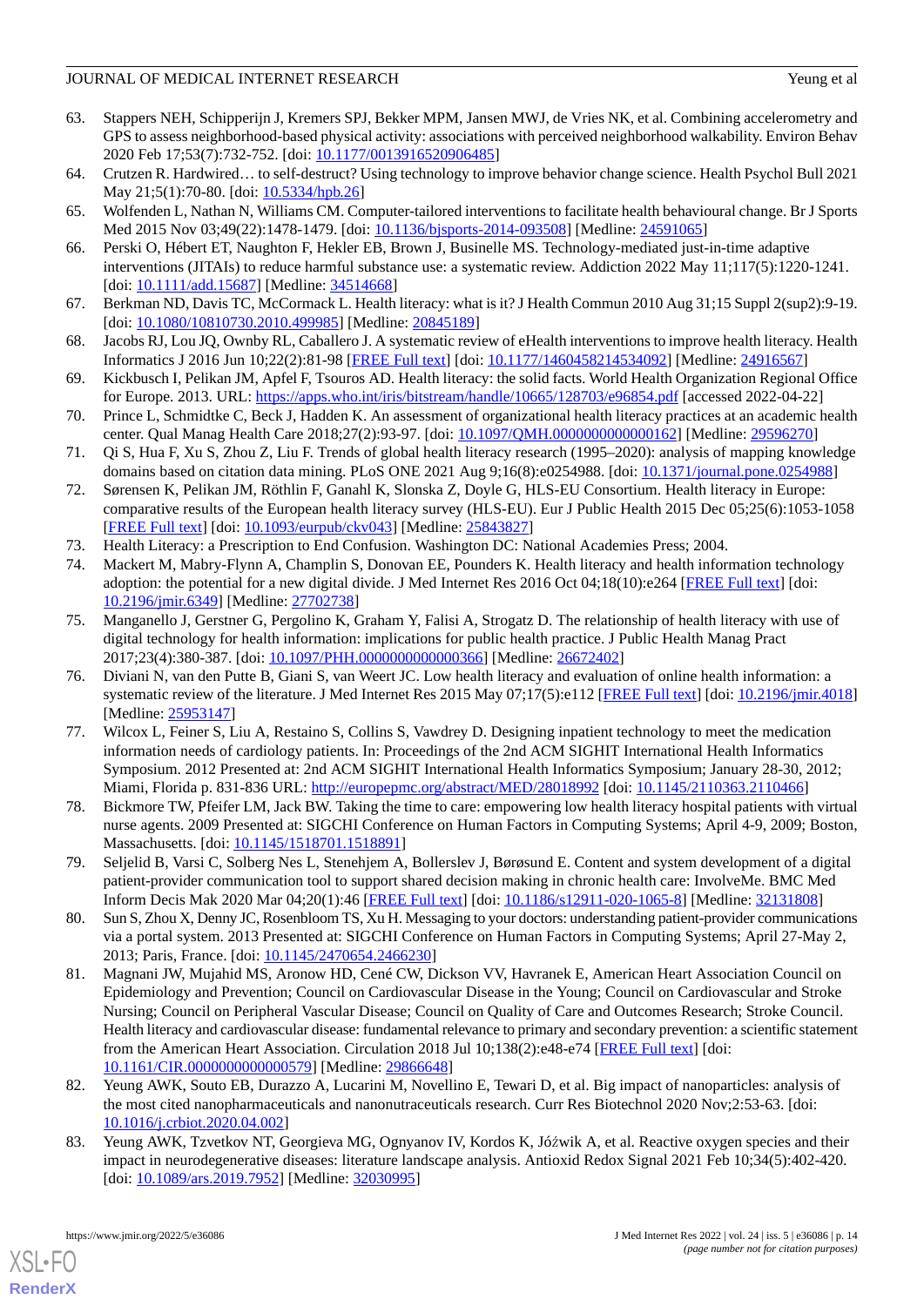63. Stappers NEH, Schipperijn J, Kremers SPJ, Bekker MPM, Jansen MWJ, de Vries NK, et al. Combining accelerometry and GPS to assess neighborhood-based physical activity: associations with perceived neighborhood walkability. Environ Behav 2020 Feb 17;53(7):732-752. [doi: 10.1177/0013916520906485]
64. Crutzen R. Hardwired… to self-destruct? Using technology to improve behavior change science. Health Psychol Bull 2021 May 21;5(1):70-80. [doi: 10.5334/hpb.26]
65. Wolfenden L, Nathan N, Williams CM. Computer-tailored interventions to facilitate health behavioural change. Br J Sports Med 2015 Nov 03;49(22):1478-1479. [doi: 10.1136/bjsports-2014-093508] [Medline: 24591065]
66. Perski O, Hébert ET, Naughton F, Hekler EB, Brown J, Businelle MS. Technology-mediated just-in-time adaptive interventions (JITAIs) to reduce harmful substance use: a systematic review. Addiction 2022 May 11;117(5):1220-1241. [doi: 10.1111/add.15687] [Medline: 34514668]
67. Berkman ND, Davis TC, McCormack L. Health literacy: what is it? J Health Commun 2010 Aug 31;15 Suppl 2(sup2):9-19. [doi: 10.1080/10810730.2010.499985] [Medline: 20845189]
68. Jacobs RJ, Lou JQ, Ownby RL, Caballero J. A systematic review of eHealth interventions to improve health literacy. Health Informatics J 2016 Jun 10;22(2):81-98 [FREE Full text] [doi: 10.1177/1460458214534092] [Medline: 24916567]
69. Kickbusch I, Pelikan JM, Apfel F, Tsouros AD. Health literacy: the solid facts. World Health Organization Regional Office for Europe. 2013. URL: https://apps.who.int/iris/bitstream/handle/10665/128703/e96854.pdf [accessed 2022-04-22]
70. Prince L, Schmidtke C, Beck J, Hadden K. An assessment of organizational health literacy practices at an academic health center. Qual Manag Health Care 2018;27(2):93-97. [doi: 10.1097/QMH.0000000000000162] [Medline: 29596270]
71. Qi S, Hua F, Xu S, Zhou Z, Liu F. Trends of global health literacy research (1995–2020): analysis of mapping knowledge domains based on citation data mining. PLoS ONE 2021 Aug 9;16(8):e0254988. [doi: 10.1371/journal.pone.0254988]
72. Sørensen K, Pelikan JM, Röthlin F, Ganahl K, Slonska Z, Doyle G, HLS-EU Consortium. Health literacy in Europe: comparative results of the European health literacy survey (HLS-EU). Eur J Public Health 2015 Dec 05;25(6):1053-1058 [FREE Full text] [doi: 10.1093/eurpub/ckv043] [Medline: 25843827]
73. Health Literacy: a Prescription to End Confusion. Washington DC: National Academies Press; 2004.
74. Mackert M, Mabry-Flynn A, Champlin S, Donovan EE, Pounders K. Health literacy and health information technology adoption: the potential for a new digital divide. J Med Internet Res 2016 Oct 04;18(10):e264 [FREE Full text] [doi: 10.2196/jmir.6349] [Medline: 27702738]
75. Manganello J, Gerstner G, Pergolino K, Graham Y, Falisi A, Strogatz D. The relationship of health literacy with use of digital technology for health information: implications for public health practice. J Public Health Manag Pract 2017;23(4):380-387. [doi: 10.1097/PHH.0000000000000366] [Medline: 26672402]
76. Diviani N, van den Putte B, Giani S, van Weert JC. Low health literacy and evaluation of online health information: a systematic review of the literature. J Med Internet Res 2015 May 07;17(5):e112 [FREE Full text] [doi: 10.2196/jmir.4018] [Medline: 25953147]
77. Wilcox L, Feiner S, Liu A, Restaino S, Collins S, Vawdrey D. Designing inpatient technology to meet the medication information needs of cardiology patients. In: Proceedings of the 2nd ACM SIGHIT International Health Informatics Symposium. 2012 Presented at: 2nd ACM SIGHIT International Health Informatics Symposium; January 28-30, 2012; Miami, Florida p. 831-836 URL: http://europepmc.org/abstract/MED/28018992 [doi: 10.1145/2110363.2110466]
78. Bickmore TW, Pfeifer LM, Jack BW. Taking the time to care: empowering low health literacy hospital patients with virtual nurse agents. 2009 Presented at: SIGCHI Conference on Human Factors in Computing Systems; April 4-9, 2009; Boston, Massachusetts. [doi: 10.1145/1518701.1518891]
79. Seljelid B, Varsi C, Solberg Nes L, Stenehjem A, Bollerslev J, Børøsund E. Content and system development of a digital patient-provider communication tool to support shared decision making in chronic health care: InvolveMe. BMC Med Inform Decis Mak 2020 Mar 04;20(1):46 [FREE Full text] [doi: 10.1186/s12911-020-1065-8] [Medline: 32131808]
80. Sun S, Zhou X, Denny JC, Rosenbloom TS, Xu H. Messaging to your doctors: understanding patient-provider communications via a portal system. 2013 Presented at: SIGCHI Conference on Human Factors in Computing Systems; April 27-May 2, 2013; Paris, France. [doi: 10.1145/2470654.2466230]
81. Magnani JW, Mujahid MS, Aronow HD, Cené CW, Dickson VV, Havranek E, American Heart Association Council on Epidemiology and Prevention; Council on Cardiovascular Disease in the Young; Council on Cardiovascular and Stroke Nursing; Council on Peripheral Vascular Disease; Council on Quality of Care and Outcomes Research; Stroke Council. Health literacy and cardiovascular disease: fundamental relevance to primary and secondary prevention: a scientific statement from the American Heart Association. Circulation 2018 Jul 10;138(2):e48-e74 [FREE Full text] [doi: 10.1161/CIR.0000000000000579] [Medline: 29866648]
82. Yeung AWK, Souto EB, Durazzo A, Lucarini M, Novellino E, Tewari D, et al. Big impact of nanoparticles: analysis of the most cited nanopharmaceuticals and nanonutraceuticals research. Curr Res Biotechnol 2020 Nov;2:53-63. [doi: 10.1016/j.crbiot.2020.04.002]
83. Yeung AWK, Tzvetkov NT, Georgieva MG, Ognyanov IV, Kordos K, Jóźwik A, et al. Reactive oxygen species and their impact in neurodegenerative diseases: literature landscape analysis. Antioxid Redox Signal 2021 Feb 10;34(5):402-420. [doi: 10.1089/ars.2019.7952] [Medline: 32030995]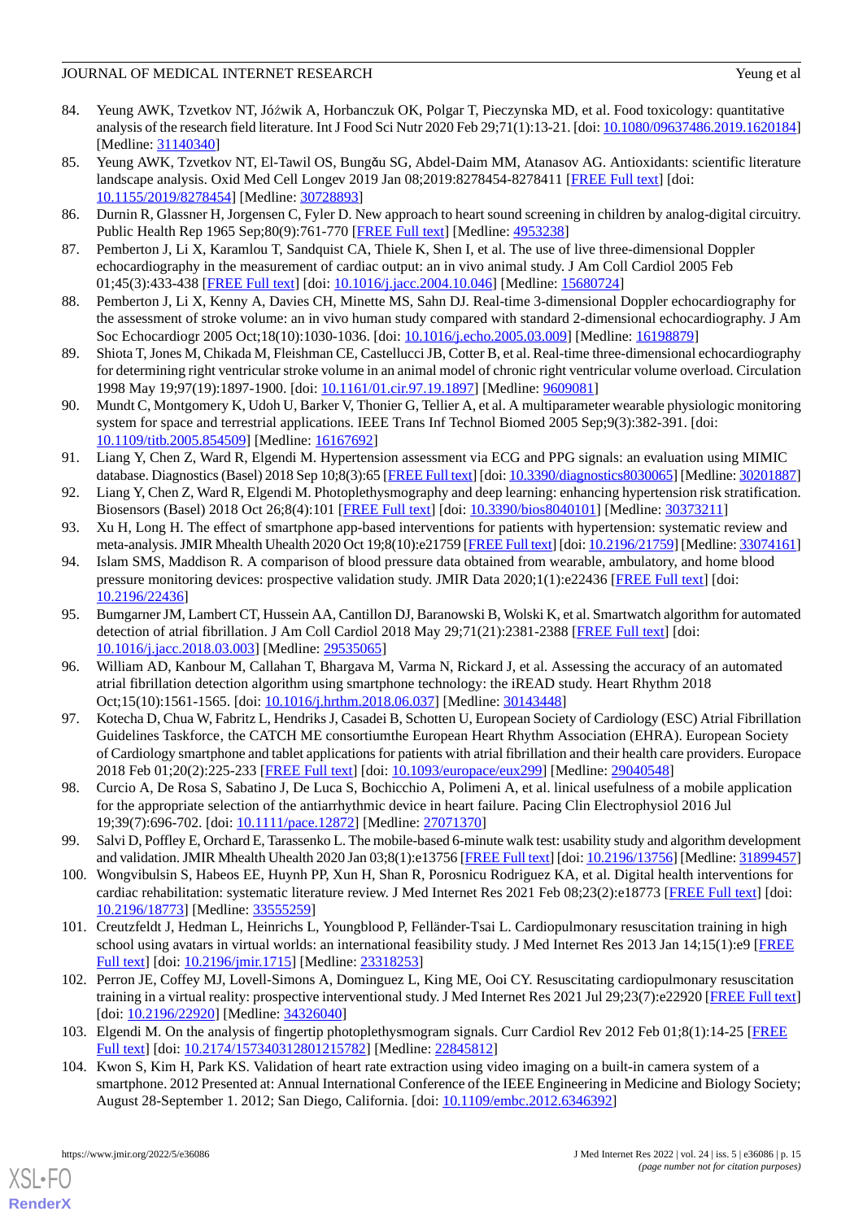84. Yeung AWK, Tzvetkov NT, Jóźwik A, Horbanczuk OK, Polgar T, Pieczynska MD, et al. Food toxicology: quantitative analysis of the research field literature. Int J Food Sci Nutr 2020 Feb 29;71(1):13-21. [doi: 10.1080/09637486.2019.1620184] [Medline: 31140340]
85. Yeung AWK, Tzvetkov NT, El-Tawil OS, Bungǎu SG, Abdel-Daim MM, Atanasov AG. Antioxidants: scientific literature landscape analysis. Oxid Med Cell Longev 2019 Jan 08;2019:8278454-8278411 [FREE Full text] [doi: 10.1155/2019/8278454] [Medline: 30728893]
86. Durnin R, Glassner H, Jorgensen C, Fyler D. New approach to heart sound screening in children by analog-digital circuitry. Public Health Rep 1965 Sep;80(9):761-770 [FREE Full text] [Medline: 4953238]
87. Pemberton J, Li X, Karamlou T, Sandquist CA, Thiele K, Shen I, et al. The use of live three-dimensional Doppler echocardiography in the measurement of cardiac output: an in vivo animal study. J Am Coll Cardiol 2005 Feb 01;45(3):433-438 [FREE Full text] [doi: 10.1016/j.jacc.2004.10.046] [Medline: 15680724]
88. Pemberton J, Li X, Kenny A, Davies CH, Minette MS, Sahn DJ. Real-time 3-dimensional Doppler echocardiography for the assessment of stroke volume: an in vivo human study compared with standard 2-dimensional echocardiography. J Am Soc Echocardiogr 2005 Oct;18(10):1030-1036. [doi: 10.1016/j.echo.2005.03.009] [Medline: 16198879]
89. Shiota T, Jones M, Chikada M, Fleishman CE, Castellucci JB, Cotter B, et al. Real-time three-dimensional echocardiography for determining right ventricular stroke volume in an animal model of chronic right ventricular volume overload. Circulation 1998 May 19;97(19):1897-1900. [doi: 10.1161/01.cir.97.19.1897] [Medline: 9609081]
90. Mundt C, Montgomery K, Udoh U, Barker V, Thonier G, Tellier A, et al. A multiparameter wearable physiologic monitoring system for space and terrestrial applications. IEEE Trans Inf Technol Biomed 2005 Sep;9(3):382-391. [doi: 10.1109/titb.2005.854509] [Medline: 16167692]
91. Liang Y, Chen Z, Ward R, Elgendi M. Hypertension assessment via ECG and PPG signals: an evaluation using MIMIC database. Diagnostics (Basel) 2018 Sep 10;8(3):65 [FREE Full text] [doi: 10.3390/diagnostics8030065] [Medline: 30201887]
92. Liang Y, Chen Z, Ward R, Elgendi M. Photoplethysmography and deep learning: enhancing hypertension risk stratification. Biosensors (Basel) 2018 Oct 26;8(4):101 [FREE Full text] [doi: 10.3390/bios8040101] [Medline: 30373211]
93. Xu H, Long H. The effect of smartphone app-based interventions for patients with hypertension: systematic review and meta-analysis. JMIR Mhealth Uhealth 2020 Oct 19;8(10):e21759 [FREE Full text] [doi: 10.2196/21759] [Medline: 33074161]
94. Islam SMS, Maddison R. A comparison of blood pressure data obtained from wearable, ambulatory, and home blood pressure monitoring devices: prospective validation study. JMIR Data 2020;1(1):e22436 [FREE Full text] [doi: 10.2196/22436]
95. Bumgarner JM, Lambert CT, Hussein AA, Cantillon DJ, Baranowski B, Wolski K, et al. Smartwatch algorithm for automated detection of atrial fibrillation. J Am Coll Cardiol 2018 May 29;71(21):2381-2388 [FREE Full text] [doi: 10.1016/j.jacc.2018.03.003] [Medline: 29535065]
96. William AD, Kanbour M, Callahan T, Bhargava M, Varma N, Rickard J, et al. Assessing the accuracy of an automated atrial fibrillation detection algorithm using smartphone technology: the iREAD study. Heart Rhythm 2018 Oct;15(10):1561-1565. [doi: 10.1016/j.hrthm.2018.06.037] [Medline: 30143448]
97. Kotecha D, Chua W, Fabritz L, Hendriks J, Casadei B, Schotten U, European Society of Cardiology (ESC) Atrial Fibrillation Guidelines Taskforce, the CATCH ME consortiumthe European Heart Rhythm Association (EHRA). European Society of Cardiology smartphone and tablet applications for patients with atrial fibrillation and their health care providers. Europace 2018 Feb 01;20(2):225-233 [FREE Full text] [doi: 10.1093/europace/eux299] [Medline: 29040548]
98. Curcio A, De Rosa S, Sabatino J, De Luca S, Bochicchio A, Polimeni A, et al. linical usefulness of a mobile application for the appropriate selection of the antiarrhythmic device in heart failure. Pacing Clin Electrophysiol 2016 Jul 19;39(7):696-702. [doi: 10.1111/pace.12872] [Medline: 27071370]
99. Salvi D, Poffley E, Orchard E, Tarassenko L. The mobile-based 6-minute walk test: usability study and algorithm development and validation. JMIR Mhealth Uhealth 2020 Jan 03;8(1):e13756 [FREE Full text] [doi: 10.2196/13756] [Medline: 31899457]
100. Wongvibulsin S, Habeos EE, Huynh PP, Xun H, Shan R, Porosnicu Rodriguez KA, et al. Digital health interventions for cardiac rehabilitation: systematic literature review. J Med Internet Res 2021 Feb 08;23(2):e18773 [FREE Full text] [doi: 10.2196/18773] [Medline: 33555259]
101. Creutzfeldt J, Hedman L, Heinrichs L, Youngblood P, Felländer-Tsai L. Cardiopulmonary resuscitation training in high school using avatars in virtual worlds: an international feasibility study. J Med Internet Res 2013 Jan 14;15(1):e9 [FREE Full text] [doi: 10.2196/jmir.1715] [Medline: 23318253]
102. Perron JE, Coffey MJ, Lovell-Simons A, Dominguez L, King ME, Ooi CY. Resuscitating cardiopulmonary resuscitation training in a virtual reality: prospective interventional study. J Med Internet Res 2021 Jul 29;23(7):e22920 [FREE Full text] [doi: 10.2196/22920] [Medline: 34326040]
103. Elgendi M. On the analysis of fingertip photoplethysmogram signals. Curr Cardiol Rev 2012 Feb 01;8(1):14-25 [FREE Full text] [doi: 10.2174/157340312801215782] [Medline: 22845812]
104. Kwon S, Kim H, Park KS. Validation of heart rate extraction using video imaging on a built-in camera system of a smartphone. 2012 Presented at: Annual International Conference of the IEEE Engineering in Medicine and Biology Society; August 28-September 1. 2012; San Diego, California. [doi: 10.1109/embc.2012.6346392]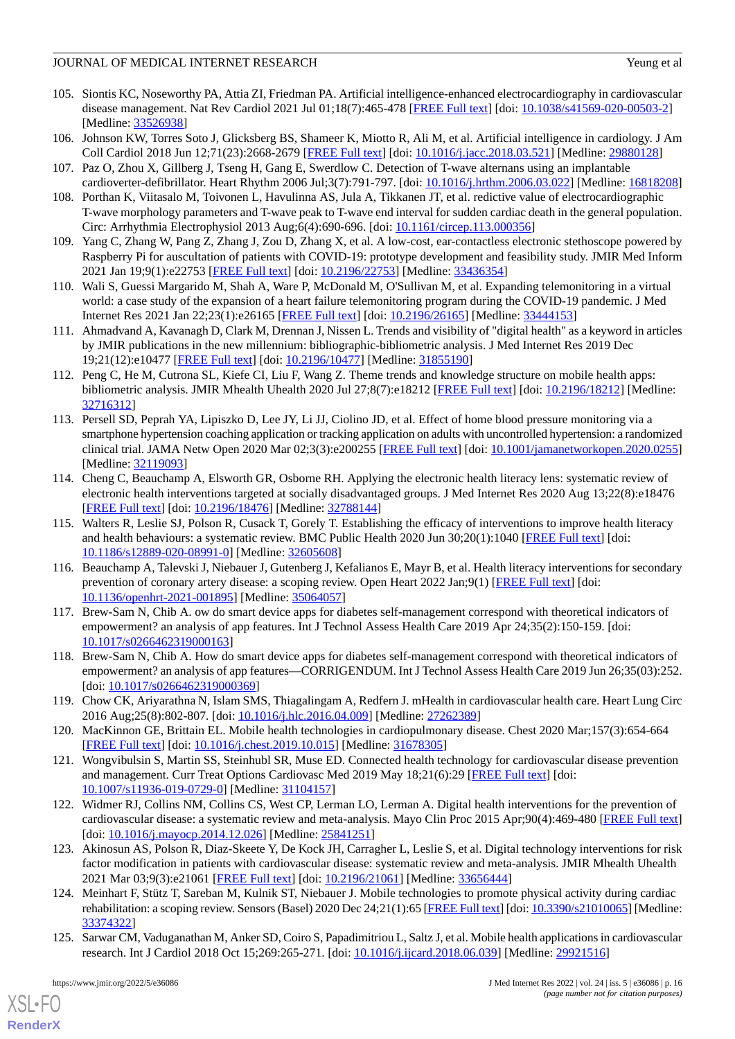105. Siontis KC, Noseworthy PA, Attia ZI, Friedman PA. Artificial intelligence-enhanced electrocardiography in cardiovascular disease management. Nat Rev Cardiol 2021 Jul 01;18(7):465-478 [FREE Full text] [doi: 10.1038/s41569-020-00503-2] [Medline: 33526938]
106. Johnson KW, Torres Soto J, Glicksberg BS, Shameer K, Miotto R, Ali M, et al. Artificial intelligence in cardiology. J Am Coll Cardiol 2018 Jun 12;71(23):2668-2679 [FREE Full text] [doi: 10.1016/j.jacc.2018.03.521] [Medline: 29880128]
107. Paz O, Zhou X, Gillberg J, Tseng H, Gang E, Swerdlow C. Detection of T-wave alternans using an implantable cardioverter-defibrillator. Heart Rhythm 2006 Jul;3(7):791-797. [doi: 10.1016/j.hrthm.2006.03.022] [Medline: 16818208]
108. Porthan K, Viitasalo M, Toivonen L, Havulinna AS, Jula A, Tikkanen JT, et al. redictive value of electrocardiographic T-wave morphology parameters and T-wave peak to T-wave end interval for sudden cardiac death in the general population. Circ: Arrhythmia Electrophysiol 2013 Aug;6(4):690-696. [doi: 10.1161/circep.113.000356]
109. Yang C, Zhang W, Pang Z, Zhang J, Zou D, Zhang X, et al. A low-cost, ear-contactless electronic stethoscope powered by Raspberry Pi for auscultation of patients with COVID-19: prototype development and feasibility study. JMIR Med Inform 2021 Jan 19;9(1):e22753 [FREE Full text] [doi: 10.2196/22753] [Medline: 33436354]
110. Wali S, Guessi Margarido M, Shah A, Ware P, McDonald M, O'Sullivan M, et al. Expanding telemonitoring in a virtual world: a case study of the expansion of a heart failure telemonitoring program during the COVID-19 pandemic. J Med Internet Res 2021 Jan 22;23(1):e26165 [FREE Full text] [doi: 10.2196/26165] [Medline: 33444153]
111. Ahmadvand A, Kavanagh D, Clark M, Drennan J, Nissen L. Trends and visibility of "digital health" as a keyword in articles by JMIR publications in the new millennium: bibliographic-bibliometric analysis. J Med Internet Res 2019 Dec 19;21(12):e10477 [FREE Full text] [doi: 10.2196/10477] [Medline: 31855190]
112. Peng C, He M, Cutrona SL, Kiefe CI, Liu F, Wang Z. Theme trends and knowledge structure on mobile health apps: bibliometric analysis. JMIR Mhealth Uhealth 2020 Jul 27;8(7):e18212 [FREE Full text] [doi: 10.2196/18212] [Medline: 32716312]
113. Persell SD, Peprah YA, Lipiszko D, Lee JY, Li JJ, Ciolino JD, et al. Effect of home blood pressure monitoring via a smartphone hypertension coaching application or tracking application on adults with uncontrolled hypertension: a randomized clinical trial. JAMA Netw Open 2020 Mar 02;3(3):e200255 [FREE Full text] [doi: 10.1001/jamanetworkopen.2020.0255] [Medline: 32119093]
114. Cheng C, Beauchamp A, Elsworth GR, Osborne RH. Applying the electronic health literacy lens: systematic review of electronic health interventions targeted at socially disadvantaged groups. J Med Internet Res 2020 Aug 13;22(8):e18476 [FREE Full text] [doi: 10.2196/18476] [Medline: 32788144]
115. Walters R, Leslie SJ, Polson R, Cusack T, Gorely T. Establishing the efficacy of interventions to improve health literacy and health behaviours: a systematic review. BMC Public Health 2020 Jun 30;20(1):1040 [FREE Full text] [doi: 10.1186/s12889-020-08991-0] [Medline: 32605608]
116. Beauchamp A, Talevski J, Niebauer J, Gutenberg J, Kefalianos E, Mayr B, et al. Health literacy interventions for secondary prevention of coronary artery disease: a scoping review. Open Heart 2022 Jan;9(1) [FREE Full text] [doi: 10.1136/openhrt-2021-001895] [Medline: 35064057]
117. Brew-Sam N, Chib A. ow do smart device apps for diabetes self-management correspond with theoretical indicators of empowerment? an analysis of app features. Int J Technol Assess Health Care 2019 Apr 24;35(2):150-159. [doi: 10.1017/s0266462319000163]
118. Brew-Sam N, Chib A. How do smart device apps for diabetes self-management correspond with theoretical indicators of empowerment? an analysis of app features—CORRIGENDUM. Int J Technol Assess Health Care 2019 Jun 26;35(03):252. [doi: 10.1017/s0266462319000369]
119. Chow CK, Ariyarathna N, Islam SMS, Thiagalingam A, Redfern J. mHealth in cardiovascular health care. Heart Lung Circ 2016 Aug;25(8):802-807. [doi: 10.1016/j.hlc.2016.04.009] [Medline: 27262389]
120. MacKinnon GE, Brittain EL. Mobile health technologies in cardiopulmonary disease. Chest 2020 Mar;157(3):654-664 [FREE Full text] [doi: 10.1016/j.chest.2019.10.015] [Medline: 31678305]
121. Wongvibulsin S, Martin SS, Steinhubl SR, Muse ED. Connected health technology for cardiovascular disease prevention and management. Curr Treat Options Cardiovasc Med 2019 May 18;21(6):29 [FREE Full text] [doi: 10.1007/s11936-019-0729-0] [Medline: 31104157]
122. Widmer RJ, Collins NM, Collins CS, West CP, Lerman LO, Lerman A. Digital health interventions for the prevention of cardiovascular disease: a systematic review and meta-analysis. Mayo Clin Proc 2015 Apr;90(4):469-480 [FREE Full text] [doi: 10.1016/j.mayocp.2014.12.026] [Medline: 25841251]
123. Akinosun AS, Polson R, Diaz-Skeete Y, De Kock JH, Carragher L, Leslie S, et al. Digital technology interventions for risk factor modification in patients with cardiovascular disease: systematic review and meta-analysis. JMIR Mhealth Uhealth 2021 Mar 03;9(3):e21061 [FREE Full text] [doi: 10.2196/21061] [Medline: 33656444]
124. Meinhart F, Stütz T, Sareban M, Kulnik ST, Niebauer J. Mobile technologies to promote physical activity during cardiac rehabilitation: a scoping review. Sensors (Basel) 2020 Dec 24;21(1):65 [FREE Full text] [doi: 10.3390/s21010065] [Medline: 33374322]
125. Sarwar CM, Vaduganathan M, Anker SD, Coiro S, Papadimitriou L, Saltz J, et al. Mobile health applications in cardiovascular research. Int J Cardiol 2018 Oct 15;269:265-271. [doi: 10.1016/j.ijcard.2018.06.039] [Medline: 29921516]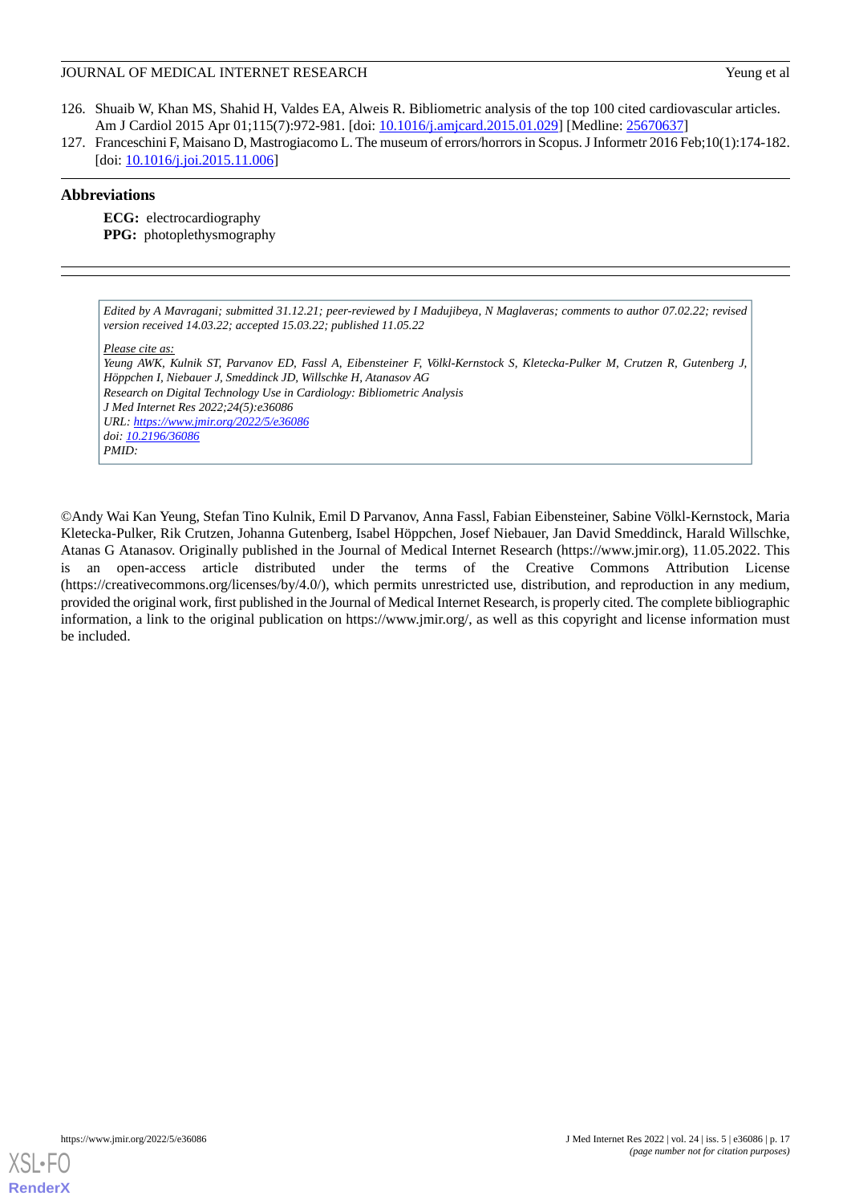126. Shuaib W, Khan MS, Shahid H, Valdes EA, Alweis R. Bibliometric analysis of the top 100 cited cardiovascular articles. Am J Cardiol 2015 Apr 01;115(7):972-981. [doi: 10.1016/j.amjcard.2015.01.029] [Medline: 25670637]
127. Franceschini F, Maisano D, Mastrogiacomo L. The museum of errors/horrors in Scopus. J Informetr 2016 Feb;10(1):174-182. [doi: 10.1016/j.joi.2015.11.006]

## Abbreviations

**ECG:** electrocardiography
**PPG:** photoplethysmography

---

*Edited by A Mavragani; submitted 31.12.21; peer-reviewed by I Madujibeya, N Maglaveras; comments to author 07.02.22; revised version received 14.03.22; accepted 15.03.22; published 11.05.22*

*Please cite as:*
*Yeung AWK, Kulnik ST, Parvanov ED, Fassl A, Eibensteiner F, Völkl-Kernstock S, Kletecka-Pulker M, Crutzen R, Gutenberg J, Höppchen I, Niebauer J, Smeddinck JD, Willschke H, Atanasov AG*
*Research on Digital Technology Use in Cardiology: Bibliometric Analysis*
*J Med Internet Res 2022;24(5):e36086*
*URL: https://www.jmir.org/2022/5/e36086*
*doi: 10.2196/36086*
*PMID:*

©Andy Wai Kan Yeung, Stefan Tino Kulnik, Emil D Parvanov, Anna Fassl, Fabian Eibensteiner, Sabine Völkl-Kernstock, Maria Kletecka-Pulker, Rik Crutzen, Johanna Gutenberg, Isabel Höppchen, Josef Niebauer, Jan David Smeddinck, Harald Willschke, Atanas G Atanasov. Originally published in the Journal of Medical Internet Research (https://www.jmir.org), 11.05.2022. This is an open-access article distributed under the terms of the Creative Commons Attribution License (https://creativecommons.org/licenses/by/4.0/), which permits unrestricted use, distribution, and reproduction in any medium, provided the original work, first published in the Journal of Medical Internet Research, is properly cited. The complete bibliographic information, a link to the original publication on https://www.jmir.org/, as well as this copyright and license information must be included.